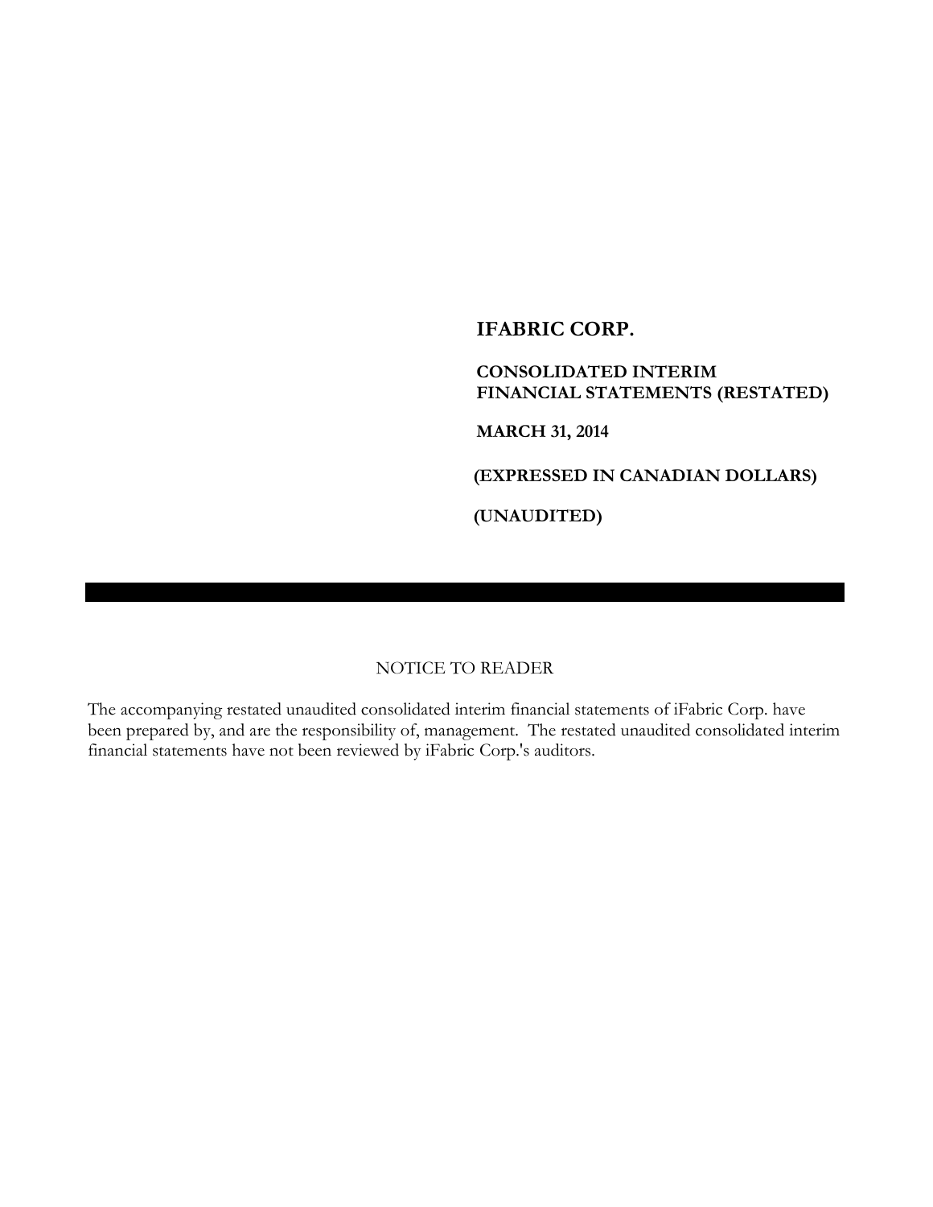# IFABRIC CORP.

**CONSOLIDATED INTERIM FINANCIAL STATEMENTS (RESTATED)**

**MARCH 31, 2014**

**(EXPRESSED IN CANADIAN DOLLARS)**

**(UNAUDITED)**

---

NOTICE TO READER

The accompanying restated unaudited consolidated interim financial statements of iFabric Corp. have been prepared by, and are the responsibility of, management. The restated unaudited consolidated interim financial statements have not been reviewed by iFabric Corp.'s auditors.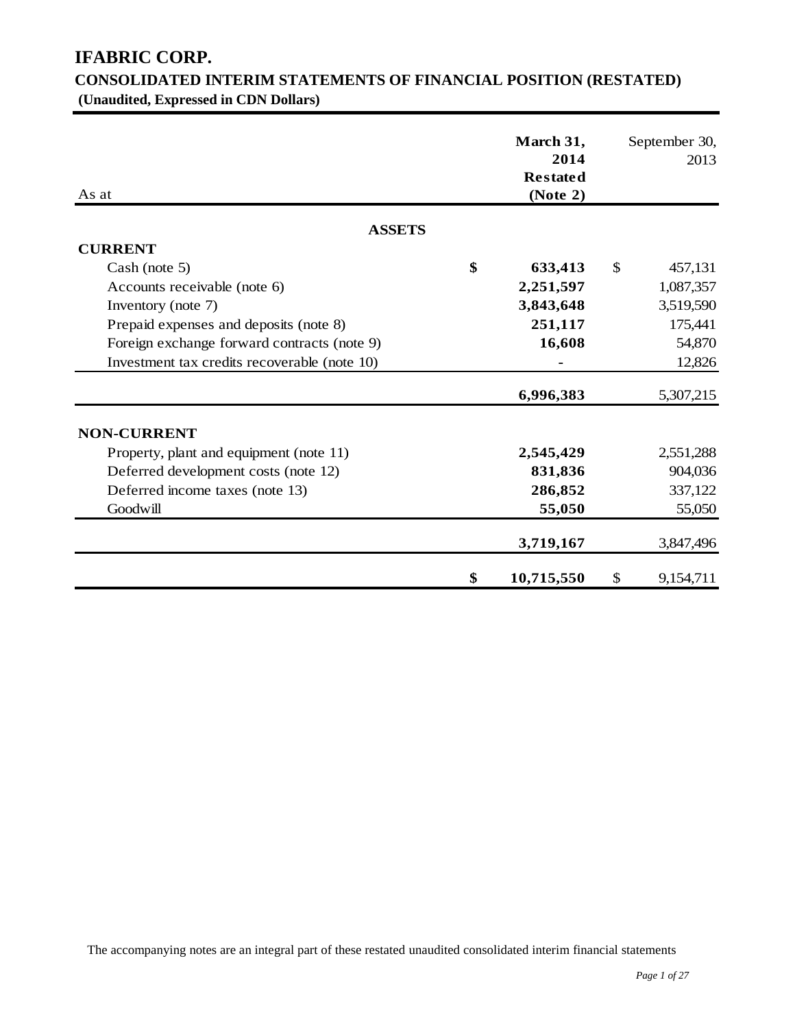# IFABRIC CORP.

## CONSOLIDATED INTERIM STATEMENTS OF FINANCIAL POSITION (RESTATED)

**(Unaudited, Expressed in CDN Dollars)**

| As at | March 31, 2014 Restated (Note 2) | September 30, 2013 |
|---|---|---|
| **ASSETS** | | |
| **CURRENT** | | |
| Cash (note 5) | **$ 633,413** | $ 457,131 |
| Accounts receivable (note 6) | **2,251,597** | 1,087,357 |
| Inventory (note 7) | **3,843,648** | 3,519,590 |
| Prepaid expenses and deposits (note 8) | **251,117** | 175,441 |
| Foreign exchange forward contracts (note 9) | **16,608** | 54,870 |
| Investment tax credits recoverable (note 10) | **-** | 12,826 |
| | **6,996,383** | 5,307,215 |
| **NON-CURRENT** | | |
| Property, plant and equipment (note 11) | **2,545,429** | 2,551,288 |
| Deferred development costs (note 12) | **831,836** | 904,036 |
| Deferred income taxes (note 13) | **286,852** | 337,122 |
| Goodwill | **55,050** | 55,050 |
| | **3,719,167** | 3,847,496 |
| | **$ 10,715,550** | $ 9,154,711 |

The accompanying notes are an integral part of these restated unaudited consolidated interim financial statements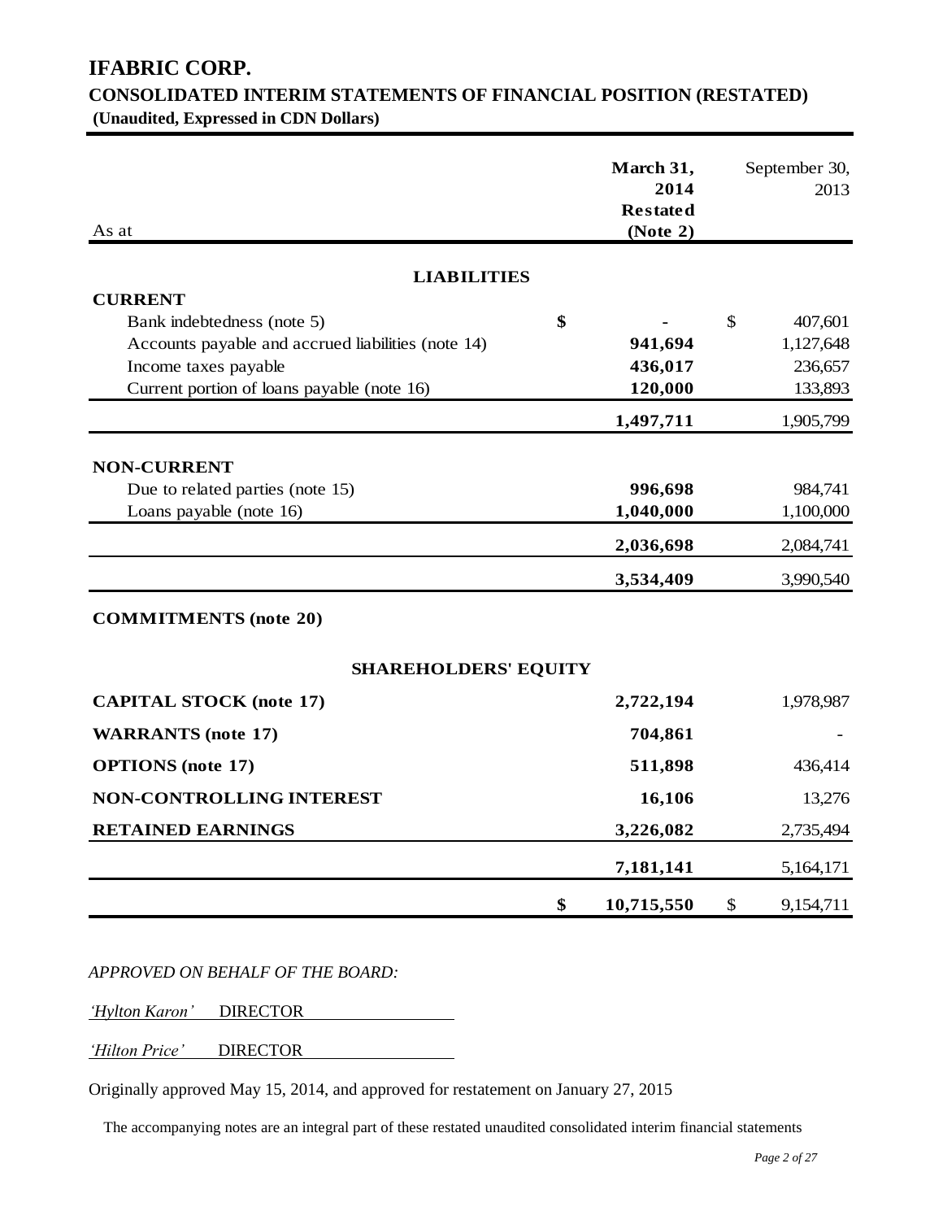# IFABRIC CORP.

## CONSOLIDATED INTERIM STATEMENTS OF FINANCIAL POSITION (RESTATED)

**(Unaudited, Expressed in CDN Dollars)**

| As at | March 31, 2014 Restated (Note 2) | September 30, 2013 |
|---|---|---|
| **LIABILITIES** | | |
| **CURRENT** | | |
| Bank indebtedness (note 5) | **$ -** | $ 407,601 |
| Accounts payable and accrued liabilities (note 14) | **941,694** | 1,127,648 |
| Income taxes payable | **436,017** | 236,657 |
| Current portion of loans payable (note 16) | **120,000** | 133,893 |
| | **1,497,711** | 1,905,799 |
| **NON-CURRENT** | | |
| Due to related parties (note 15) | **996,698** | 984,741 |
| Loans payable (note 16) | **1,040,000** | 1,100,000 |
| | **2,036,698** | 2,084,741 |
| | **3,534,409** | 3,990,540 |
| **COMMITMENTS (note 20)** | | |
| **SHAREHOLDERS' EQUITY** | | |
| **CAPITAL STOCK (note 17)** | **2,722,194** | 1,978,987 |
| **WARRANTS (note 17)** | **704,861** | - |
| **OPTIONS (note 17)** | **511,898** | 436,414 |
| **NON-CONTROLLING INTEREST** | **16,106** | 13,276 |
| **RETAINED EARNINGS** | **3,226,082** | 2,735,494 |
| | **7,181,141** | 5,164,171 |
| | **$ 10,715,550** | $ 9,154,711 |

*APPROVED ON BEHALF OF THE BOARD:*

*'Hylton Karon'* DIRECTOR

*'Hilton Price'* DIRECTOR

Originally approved May 15, 2014, and approved for restatement on January 27, 2015

The accompanying notes are an integral part of these restated unaudited consolidated interim financial statements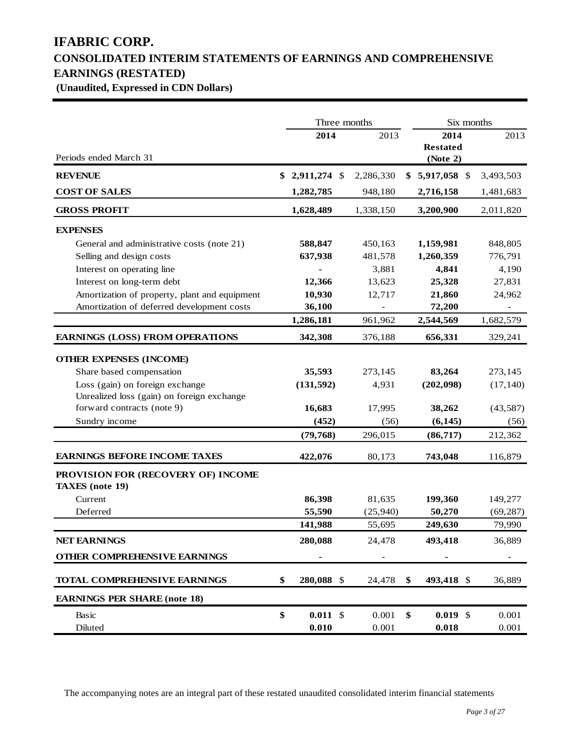# IFABRIC CORP.

## CONSOLIDATED INTERIM STATEMENTS OF EARNINGS AND COMPREHENSIVE EARNINGS (RESTATED)

**(Unaudited, Expressed in CDN Dollars)**

| | Three months | | Six months | |
|---|---|---|---|---|
| | **2014** | 2013 | **2014 Restated (Note 2)** | 2013 |
| Periods ended March 31 | | | | |
| **REVENUE** | **$ 2,911,274** | $ 2,286,330 | **$ 5,917,058** | $ 3,493,503 |
| **COST OF SALES** | **1,282,785** | 948,180 | **2,716,158** | 1,481,683 |
| **GROSS PROFIT** | **1,628,489** | 1,338,150 | **3,200,900** | 2,011,820 |
| **EXPENSES** | | | | |
| General and administrative costs (note 21) | **588,847** | 450,163 | **1,159,981** | 848,805 |
| Selling and design costs | **637,938** | 481,578 | **1,260,359** | 776,791 |
| Interest on operating line | **-** | 3,881 | **4,841** | 4,190 |
| Interest on long-term debt | **12,366** | 13,623 | **25,328** | 27,831 |
| Amortization of property, plant and equipment | **10,930** | 12,717 | **21,860** | 24,962 |
| Amortization of deferred development costs | **36,100** | - | **72,200** | - |
| | **1,286,181** | 961,962 | **2,544,569** | 1,682,579 |
| **EARNINGS (LOSS) FROM OPERATIONS** | **342,308** | 376,188 | **656,331** | 329,241 |
| **OTHER EXPENSES (INCOME)** | | | | |
| Share based compensation | **35,593** | 273,145 | **83,264** | 273,145 |
| Loss (gain) on foreign exchange | **(131,592)** | 4,931 | **(202,098)** | (17,140) |
| Unrealized loss (gain) on foreign exchange forward contracts (note 9) | **16,683** | 17,995 | **38,262** | (43,587) |
| Sundry income | **(452)** | (56) | **(6,145)** | (56) |
| | **(79,768)** | 296,015 | **(86,717)** | 212,362 |
| **EARNINGS BEFORE INCOME TAXES** | **422,076** | 80,173 | **743,048** | 116,879 |
| **PROVISION FOR (RECOVERY OF) INCOME TAXES (note 19)** | | | | |
| Current | **86,398** | 81,635 | **199,360** | 149,277 |
| Deferred | **55,590** | (25,940) | **50,270** | (69,287) |
| | **141,988** | 55,695 | **249,630** | 79,990 |
| **NET EARNINGS** | **280,088** | 24,478 | **493,418** | 36,889 |
| **OTHER COMPREHENSIVE EARNINGS** | **-** | - | **-** | - |
| **TOTAL COMPREHENSIVE EARNINGS** | **$ 280,088** | $ 24,478 | **$ 493,418** | $ 36,889 |
| **EARNINGS PER SHARE (note 18)** | | | | |
| Basic | **$ 0.011** | $ 0.001 | **$ 0.019** | $ 0.001 |
| Diluted | **0.010** | 0.001 | **0.018** | 0.001 |

The accompanying notes are an integral part of these restated unaudited consolidated interim financial statements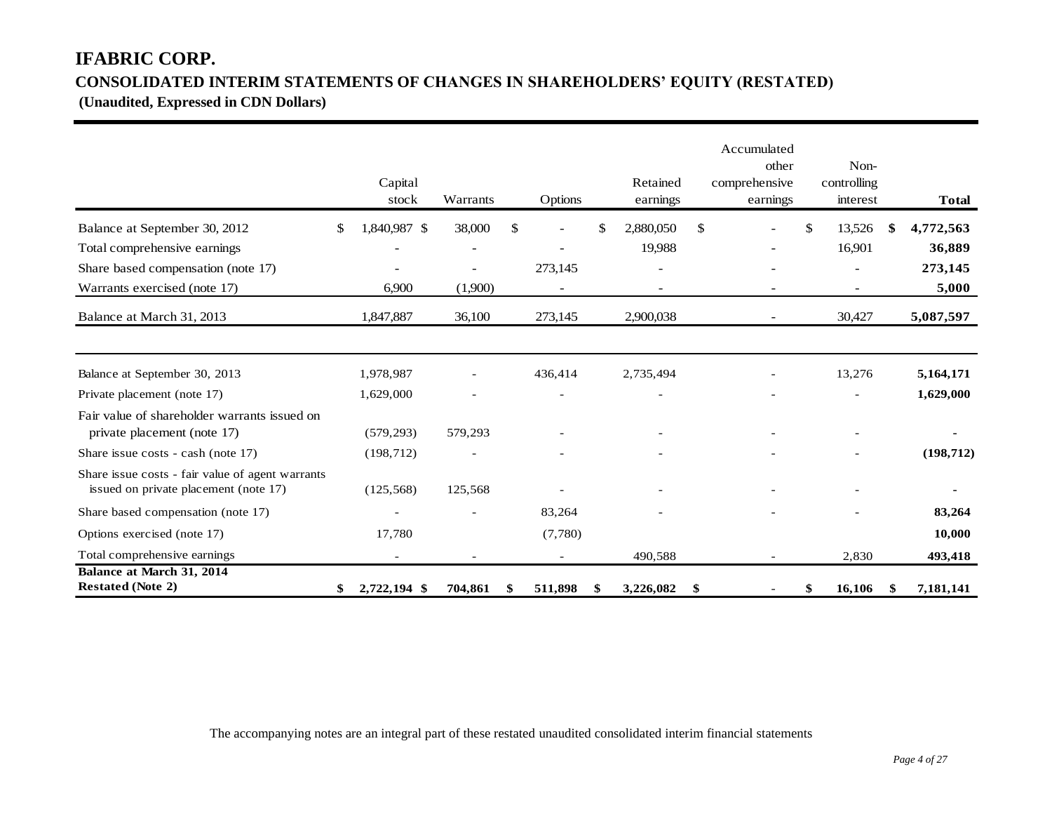# IFABRIC CORP.

## CONSOLIDATED INTERIM STATEMENTS OF CHANGES IN SHAREHOLDERS' EQUITY (RESTATED)

**(Unaudited, Expressed in CDN Dollars)**

| | Capital stock | Warrants | Options | Retained earnings | Accumulated other comprehensive earnings | Non-controlling interest | **Total** |
|---|---|---|---|---|---|---|---|
| Balance at September 30, 2012 | $ 1,840,987 | $ 38,000 | $ - | $ 2,880,050 | $ - | $ 13,526 | **$ 4,772,563** |
| Total comprehensive earnings | - | - | - | 19,988 | - | 16,901 | **36,889** |
| Share based compensation (note 17) | - | - | 273,145 | - | - | - | **273,145** |
| Warrants exercised (note 17) | 6,900 | (1,900) | - | - | - | - | **5,000** |
| Balance at March 31, 2013 | 1,847,887 | 36,100 | 273,145 | 2,900,038 | - | 30,427 | **5,087,597** |
| | | | | | | | |
| Balance at September 30, 2013 | 1,978,987 | - | 436,414 | 2,735,494 | - | 13,276 | **5,164,171** |
| Private placement (note 17) | 1,629,000 | - | - | - | - | - | **1,629,000** |
| Fair value of shareholder warrants issued on private placement (note 17) | (579,293) | 579,293 | - | - | - | - | **-** |
| Share issue costs - cash (note 17) | (198,712) | - | - | - | - | - | **(198,712)** |
| Share issue costs - fair value of agent warrants issued on private placement (note 17) | (125,568) | 125,568 | - | - | - | - | **-** |
| Share based compensation (note 17) | - | - | 83,264 | - | - | - | **83,264** |
| Options exercised (note 17) | 17,780 | | (7,780) | | | | **10,000** |
| Total comprehensive earnings | - | - | - | 490,588 | - | 2,830 | **493,418** |
| **Balance at March 31, 2014 Restated (Note 2)** | **$ 2,722,194** | **$ 704,861** | **$ 511,898** | **$ 3,226,082** | **$ -** | **$ 16,106** | **$ 7,181,141** |

The accompanying notes are an integral part of these restated unaudited consolidated interim financial statements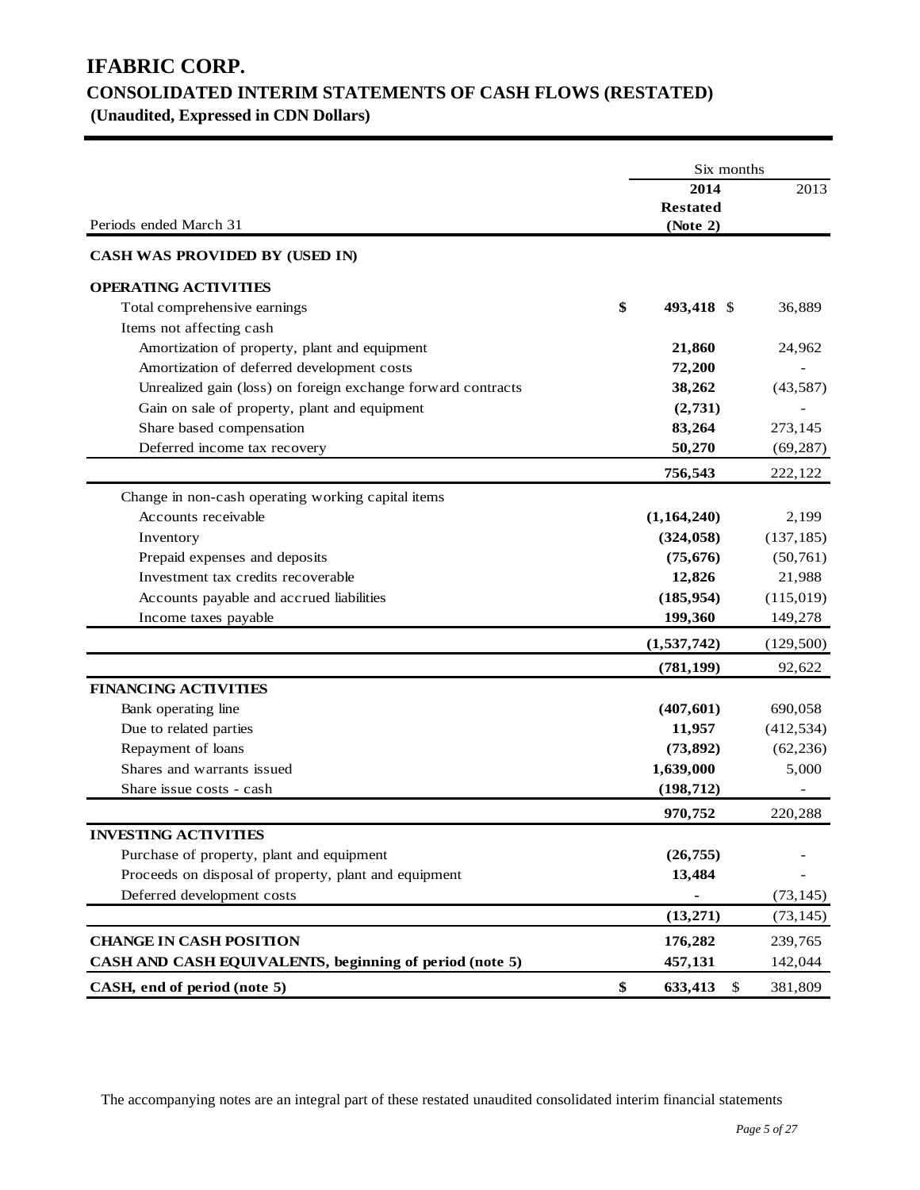# IFABRIC CORP.

## CONSOLIDATED INTERIM STATEMENTS OF CASH FLOWS (RESTATED)

**(Unaudited, Expressed in CDN Dollars)**

| Periods ended March 31 | Six months 2014 Restated (Note 2) | 2013 |
|---|---|---|
| **CASH WAS PROVIDED BY (USED IN)** | | |
| **OPERATING ACTIVITIES** | | |
| Total comprehensive earnings | **$ 493,418** | $ 36,889 |
| Items not affecting cash | | |
| Amortization of property, plant and equipment | **21,860** | 24,962 |
| Amortization of deferred development costs | **72,200** | - |
| Unrealized gain (loss) on foreign exchange forward contracts | **38,262** | (43,587) |
| Gain on sale of property, plant and equipment | **(2,731)** | - |
| Share based compensation | **83,264** | 273,145 |
| Deferred income tax recovery | **50,270** | (69,287) |
| | **756,543** | 222,122 |
| Change in non-cash operating working capital items | | |
| Accounts receivable | **(1,164,240)** | 2,199 |
| Inventory | **(324,058)** | (137,185) |
| Prepaid expenses and deposits | **(75,676)** | (50,761) |
| Investment tax credits recoverable | **12,826** | 21,988 |
| Accounts payable and accrued liabilities | **(185,954)** | (115,019) |
| Income taxes payable | **199,360** | 149,278 |
| | **(1,537,742)** | (129,500) |
| | **(781,199)** | 92,622 |
| **FINANCING ACTIVITIES** | | |
| Bank operating line | **(407,601)** | 690,058 |
| Due to related parties | **11,957** | (412,534) |
| Repayment of loans | **(73,892)** | (62,236) |
| Shares and warrants issued | **1,639,000** | 5,000 |
| Share issue costs - cash | **(198,712)** | - |
| | **970,752** | 220,288 |
| **INVESTING ACTIVITIES** | | |
| Purchase of property, plant and equipment | **(26,755)** | - |
| Proceeds on disposal of property, plant and equipment | **13,484** | - |
| Deferred development costs | **-** | (73,145) |
| | **(13,271)** | (73,145) |
| **CHANGE IN CASH POSITION** | **176,282** | 239,765 |
| **CASH AND CASH EQUIVALENTS, beginning of period (note 5)** | **457,131** | 142,044 |
| **CASH, end of period (note 5)** | **$ 633,413** | $ 381,809 |

The accompanying notes are an integral part of these restated unaudited consolidated interim financial statements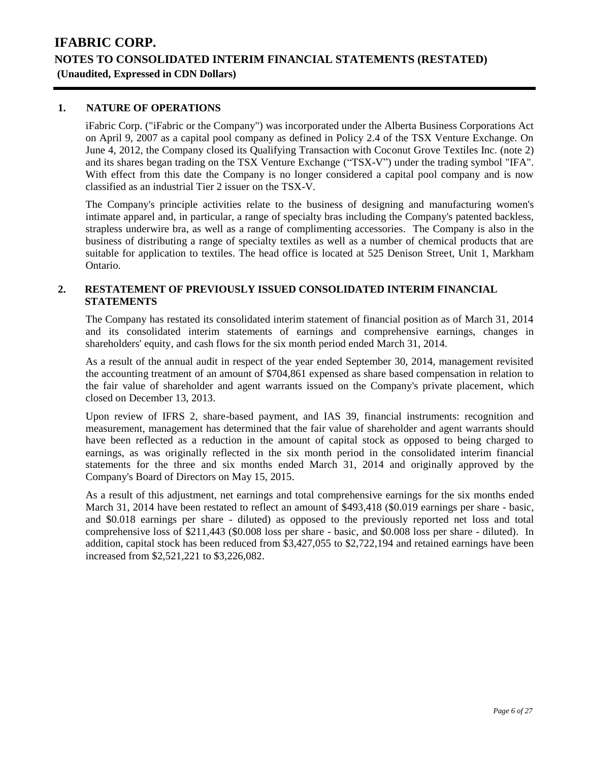# IFABRIC CORP.

## NOTES TO CONSOLIDATED INTERIM FINANCIAL STATEMENTS (RESTATED)

**(Unaudited, Expressed in CDN Dollars)**

### 1. NATURE OF OPERATIONS

iFabric Corp. ("iFabric or the Company") was incorporated under the Alberta Business Corporations Act on April 9, 2007 as a capital pool company as defined in Policy 2.4 of the TSX Venture Exchange. On June 4, 2012, the Company closed its Qualifying Transaction with Coconut Grove Textiles Inc. (note 2) and its shares began trading on the TSX Venture Exchange ("TSX-V") under the trading symbol "IFA". With effect from this date the Company is no longer considered a capital pool company and is now classified as an industrial Tier 2 issuer on the TSX-V.

The Company's principle activities relate to the business of designing and manufacturing women's intimate apparel and, in particular, a range of specialty bras including the Company's patented backless, strapless underwire bra, as well as a range of complimenting accessories. The Company is also in the business of distributing a range of specialty textiles as well as a number of chemical products that are suitable for application to textiles. The head office is located at 525 Denison Street, Unit 1, Markham Ontario.

### 2. RESTATEMENT OF PREVIOUSLY ISSUED CONSOLIDATED INTERIM FINANCIAL STATEMENTS

The Company has restated its consolidated interim statement of financial position as of March 31, 2014 and its consolidated interim statements of earnings and comprehensive earnings, changes in shareholders' equity, and cash flows for the six month period ended March 31, 2014.

As a result of the annual audit in respect of the year ended September 30, 2014, management revisited the accounting treatment of an amount of $704,861 expensed as share based compensation in relation to the fair value of shareholder and agent warrants issued on the Company's private placement, which closed on December 13, 2013.

Upon review of IFRS 2, share-based payment, and IAS 39, financial instruments: recognition and measurement, management has determined that the fair value of shareholder and agent warrants should have been reflected as a reduction in the amount of capital stock as opposed to being charged to earnings, as was originally reflected in the six month period in the consolidated interim financial statements for the three and six months ended March 31, 2014 and originally approved by the Company's Board of Directors on May 15, 2015.

As a result of this adjustment, net earnings and total comprehensive earnings for the six months ended March 31, 2014 have been restated to reflect an amount of $493,418 ($0.019 earnings per share - basic, and $0.018 earnings per share - diluted) as opposed to the previously reported net loss and total comprehensive loss of $211,443 ($0.008 loss per share - basic, and $0.008 loss per share - diluted). In addition, capital stock has been reduced from $3,427,055 to $2,722,194 and retained earnings have been increased from $2,521,221 to $3,226,082.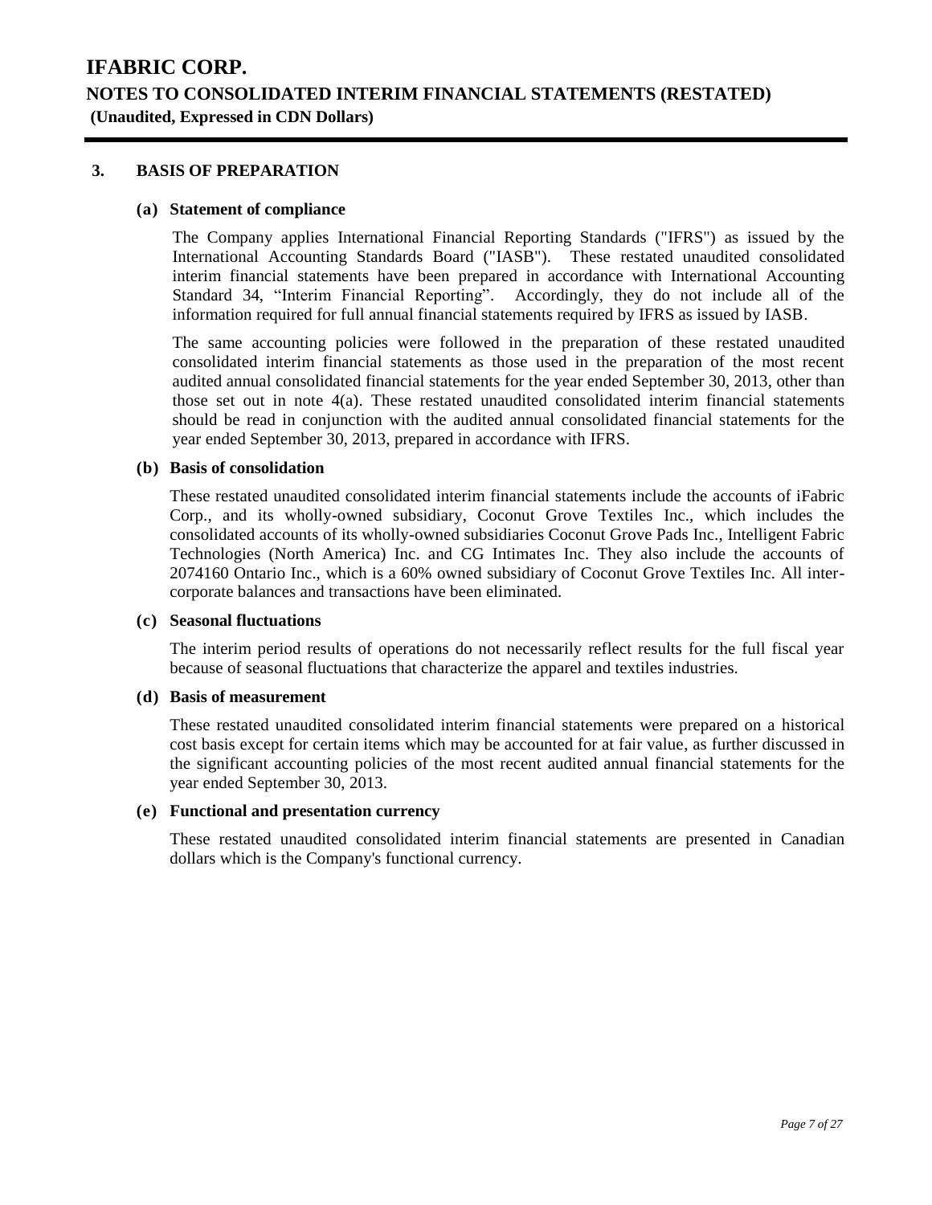## 3. BASIS OF PREPARATION

### (a) Statement of compliance

The Company applies International Financial Reporting Standards ("IFRS") as issued by the International Accounting Standards Board ("IASB"). These restated unaudited consolidated interim financial statements have been prepared in accordance with International Accounting Standard 34, "Interim Financial Reporting". Accordingly, they do not include all of the information required for full annual financial statements required by IFRS as issued by IASB.

The same accounting policies were followed in the preparation of these restated unaudited consolidated interim financial statements as those used in the preparation of the most recent audited annual consolidated financial statements for the year ended September 30, 2013, other than those set out in note 4(a). These restated unaudited consolidated interim financial statements should be read in conjunction with the audited annual consolidated financial statements for the year ended September 30, 2013, prepared in accordance with IFRS.

### (b) Basis of consolidation

These restated unaudited consolidated interim financial statements include the accounts of iFabric Corp., and its wholly-owned subsidiary, Coconut Grove Textiles Inc., which includes the consolidated accounts of its wholly-owned subsidiaries Coconut Grove Pads Inc., Intelligent Fabric Technologies (North America) Inc. and CG Intimates Inc. They also include the accounts of 2074160 Ontario Inc., which is a 60% owned subsidiary of Coconut Grove Textiles Inc. All inter-corporate balances and transactions have been eliminated.

### (c) Seasonal fluctuations

The interim period results of operations do not necessarily reflect results for the full fiscal year because of seasonal fluctuations that characterize the apparel and textiles industries.

### (d) Basis of measurement

These restated unaudited consolidated interim financial statements were prepared on a historical cost basis except for certain items which may be accounted for at fair value, as further discussed in the significant accounting policies of the most recent audited annual financial statements for the year ended September 30, 2013.

### (e) Functional and presentation currency

These restated unaudited consolidated interim financial statements are presented in Canadian dollars which is the Company's functional currency.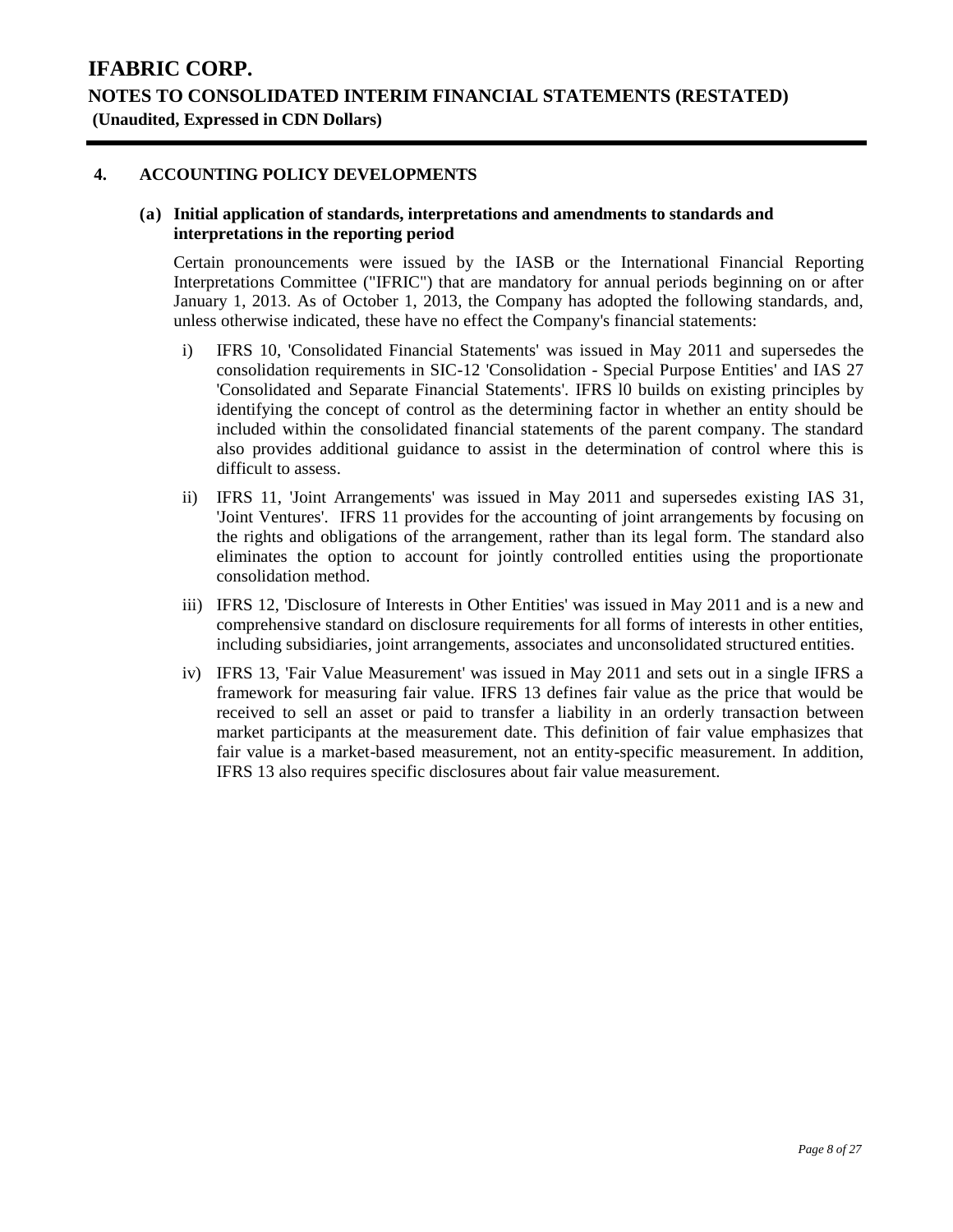# IFABRIC CORP.

## NOTES TO CONSOLIDATED INTERIM FINANCIAL STATEMENTS (RESTATED)

**(Unaudited, Expressed in CDN Dollars)**

---

### 4. ACCOUNTING POLICY DEVELOPMENTS

#### (a) Initial application of standards, interpretations and amendments to standards and interpretations in the reporting period

Certain pronouncements were issued by the IASB or the International Financial Reporting Interpretations Committee ("IFRIC") that are mandatory for annual periods beginning on or after January 1, 2013. As of October 1, 2013, the Company has adopted the following standards, and, unless otherwise indicated, these have no effect the Company's financial statements:

i) IFRS 10, 'Consolidated Financial Statements' was issued in May 2011 and supersedes the consolidation requirements in SIC-12 'Consolidation - Special Purpose Entities' and IAS 27 'Consolidated and Separate Financial Statements'. IFRS l0 builds on existing principles by identifying the concept of control as the determining factor in whether an entity should be included within the consolidated financial statements of the parent company. The standard also provides additional guidance to assist in the determination of control where this is difficult to assess.

ii) IFRS 11, 'Joint Arrangements' was issued in May 2011 and supersedes existing IAS 31, 'Joint Ventures'. IFRS 11 provides for the accounting of joint arrangements by focusing on the rights and obligations of the arrangement, rather than its legal form. The standard also eliminates the option to account for jointly controlled entities using the proportionate consolidation method.

iii) IFRS 12, 'Disclosure of Interests in Other Entities' was issued in May 2011 and is a new and comprehensive standard on disclosure requirements for all forms of interests in other entities, including subsidiaries, joint arrangements, associates and unconsolidated structured entities.

iv) IFRS 13, 'Fair Value Measurement' was issued in May 2011 and sets out in a single IFRS a framework for measuring fair value. IFRS 13 defines fair value as the price that would be received to sell an asset or paid to transfer a liability in an orderly transaction between market participants at the measurement date. This definition of fair value emphasizes that fair value is a market-based measurement, not an entity-specific measurement. In addition, IFRS 13 also requires specific disclosures about fair value measurement.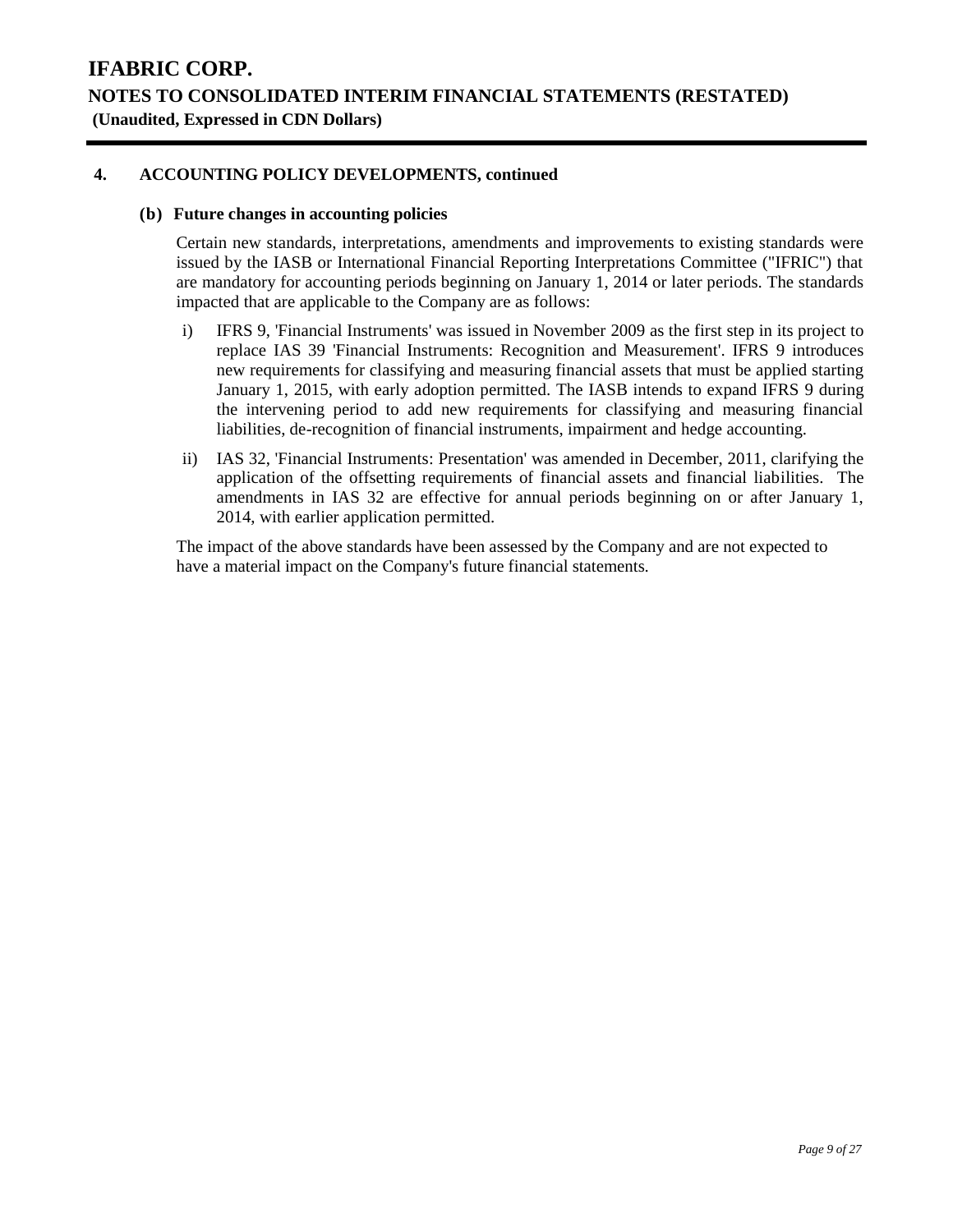## 4. ACCOUNTING POLICY DEVELOPMENTS, continued

### (b) Future changes in accounting policies

Certain new standards, interpretations, amendments and improvements to existing standards were issued by the IASB or International Financial Reporting Interpretations Committee ("IFRIC") that are mandatory for accounting periods beginning on January 1, 2014 or later periods. The standards impacted that are applicable to the Company are as follows:

i) IFRS 9, 'Financial Instruments' was issued in November 2009 as the first step in its project to replace IAS 39 'Financial Instruments: Recognition and Measurement'. IFRS 9 introduces new requirements for classifying and measuring financial assets that must be applied starting January 1, 2015, with early adoption permitted. The IASB intends to expand IFRS 9 during the intervening period to add new requirements for classifying and measuring financial liabilities, de-recognition of financial instruments, impairment and hedge accounting.

ii) IAS 32, 'Financial Instruments: Presentation' was amended in December, 2011, clarifying the application of the offsetting requirements of financial assets and financial liabilities. The amendments in IAS 32 are effective for annual periods beginning on or after January 1, 2014, with earlier application permitted.

The impact of the above standards have been assessed by the Company and are not expected to have a material impact on the Company's future financial statements.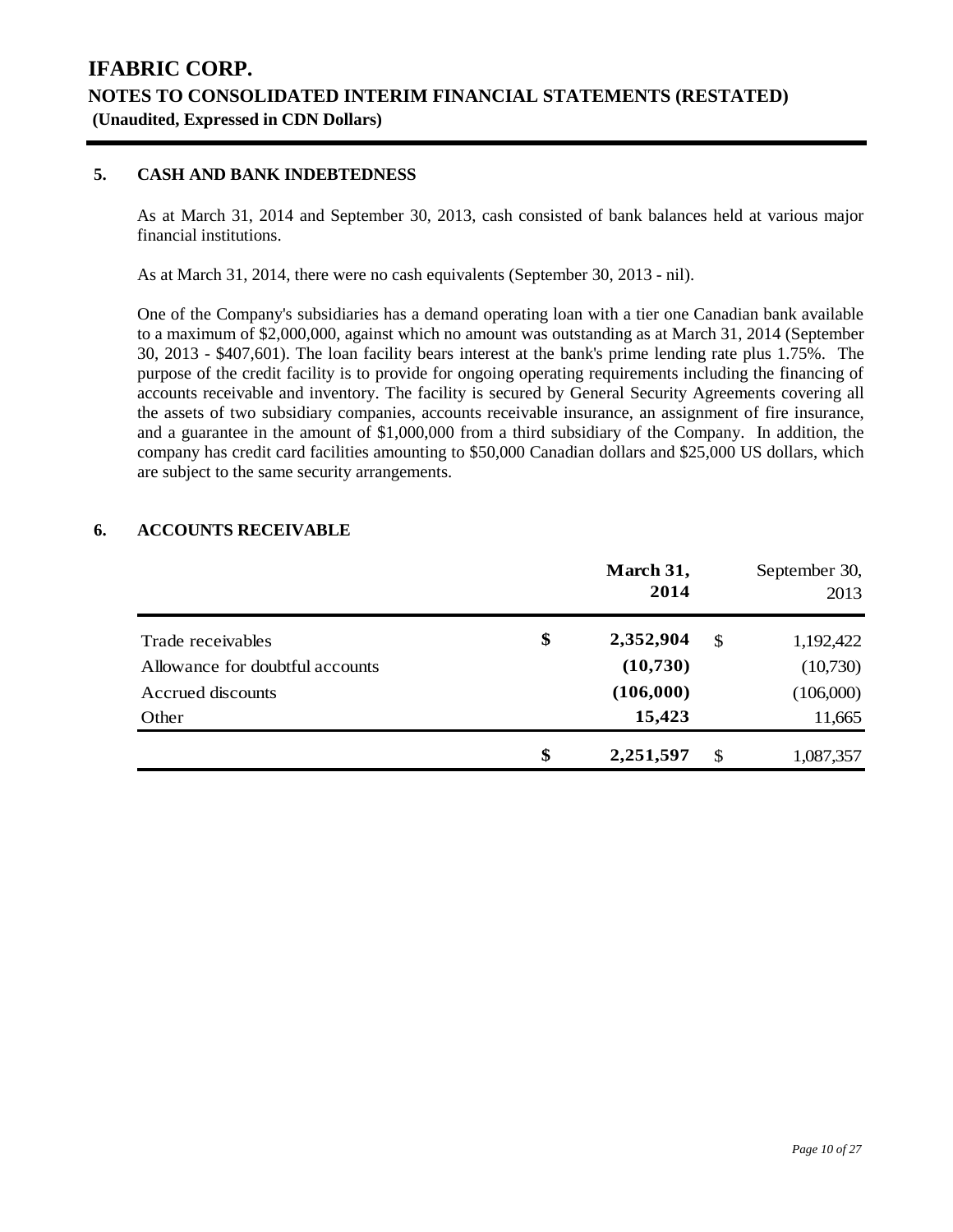# IFABRIC CORP.

## NOTES TO CONSOLIDATED INTERIM FINANCIAL STATEMENTS (RESTATED)

**(Unaudited, Expressed in CDN Dollars)**

### 5. CASH AND BANK INDEBTEDNESS

As at March 31, 2014 and September 30, 2013, cash consisted of bank balances held at various major financial institutions.

As at March 31, 2014, there were no cash equivalents (September 30, 2013 - nil).

One of the Company's subsidiaries has a demand operating loan with a tier one Canadian bank available to a maximum of $2,000,000, against which no amount was outstanding as at March 31, 2014 (September 30, 2013 - $407,601). The loan facility bears interest at the bank's prime lending rate plus 1.75%. The purpose of the credit facility is to provide for ongoing operating requirements including the financing of accounts receivable and inventory. The facility is secured by General Security Agreements covering all the assets of two subsidiary companies, accounts receivable insurance, an assignment of fire insurance, and a guarantee in the amount of $1,000,000 from a third subsidiary of the Company. In addition, the company has credit card facilities amounting to $50,000 Canadian dollars and $25,000 US dollars, which are subject to the same security arrangements.

### 6. ACCOUNTS RECEIVABLE

| | **March 31, 2014** | September 30, 2013 |
|---|---|---|
| Trade receivables | **$ 2,352,904** | $ 1,192,422 |
| Allowance for doubtful accounts | **(10,730)** | (10,730) |
| Accrued discounts | **(106,000)** | (106,000) |
| Other | **15,423** | 11,665 |
| | **$ 2,251,597** | $ 1,087,357 |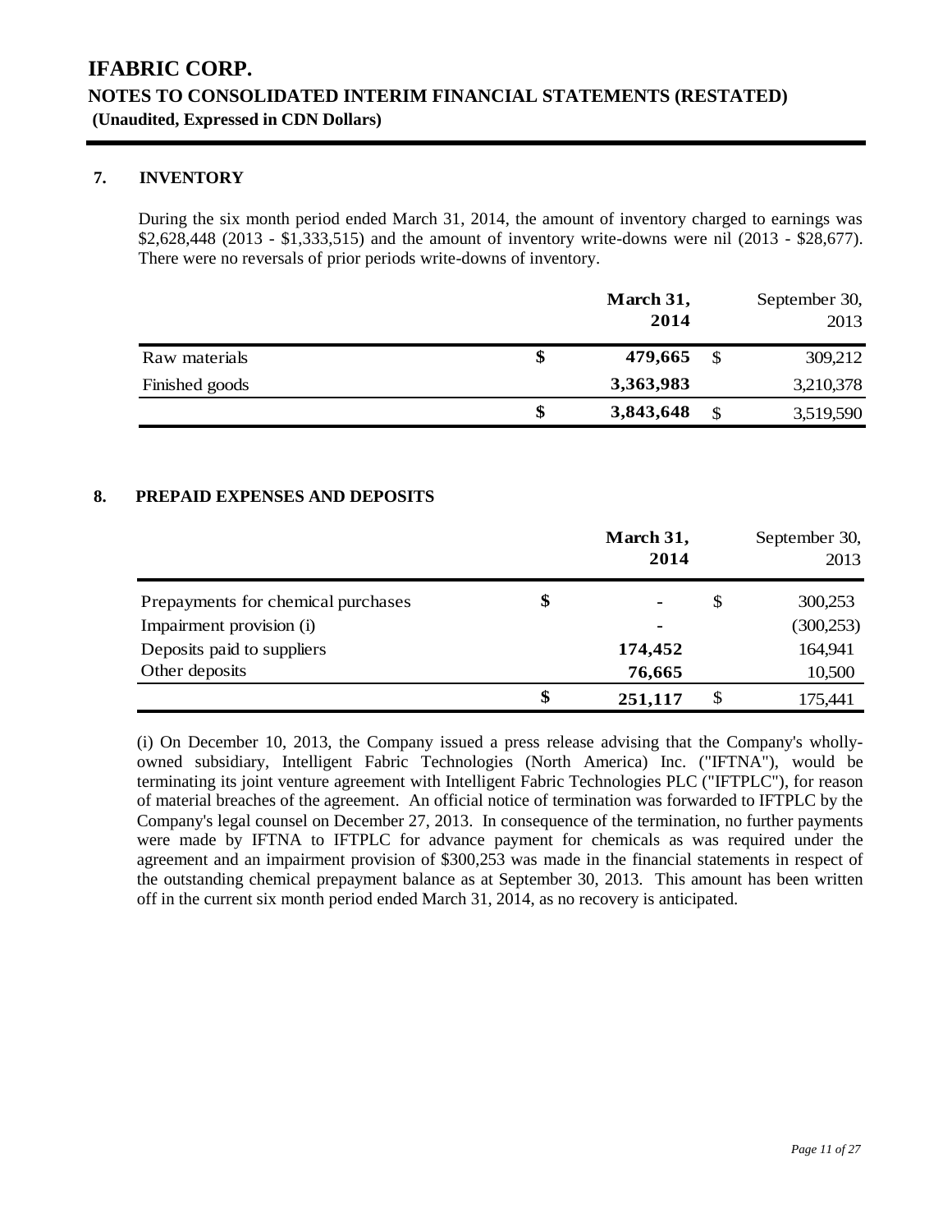# IFABRIC CORP.

## NOTES TO CONSOLIDATED INTERIM FINANCIAL STATEMENTS (RESTATED)

**(Unaudited, Expressed in CDN Dollars)**

### 7. INVENTORY

During the six month period ended March 31, 2014, the amount of inventory charged to earnings was $2,628,448 (2013 - $1,333,515) and the amount of inventory write-downs were nil (2013 - $28,677). There were no reversals of prior periods write-downs of inventory.

| | **March 31, 2014** | September 30, 2013 |
|---|---|---|
| Raw materials | **$ 479,665** | $ 309,212 |
| Finished goods | **3,363,983** | 3,210,378 |
| | **$ 3,843,648** | $ 3,519,590 |

### 8. PREPAID EXPENSES AND DEPOSITS

| | **March 31, 2014** | September 30, 2013 |
|---|---|---|
| Prepayments for chemical purchases | **$ -** | $ 300,253 |
| Impairment provision (i) | **-** | (300,253) |
| Deposits paid to suppliers | **174,452** | 164,941 |
| Other deposits | **76,665** | 10,500 |
| | **$ 251,117** | $ 175,441 |

(i) On December 10, 2013, the Company issued a press release advising that the Company's wholly-owned subsidiary, Intelligent Fabric Technologies (North America) Inc. ("IFTNA"), would be terminating its joint venture agreement with Intelligent Fabric Technologies PLC ("IFTPLC"), for reason of material breaches of the agreement. An official notice of termination was forwarded to IFTPLC by the Company's legal counsel on December 27, 2013. In consequence of the termination, no further payments were made by IFTNA to IFTPLC for advance payment for chemicals as was required under the agreement and an impairment provision of $300,253 was made in the financial statements in respect of the outstanding chemical prepayment balance as at September 30, 2013. This amount has been written off in the current six month period ended March 31, 2014, as no recovery is anticipated.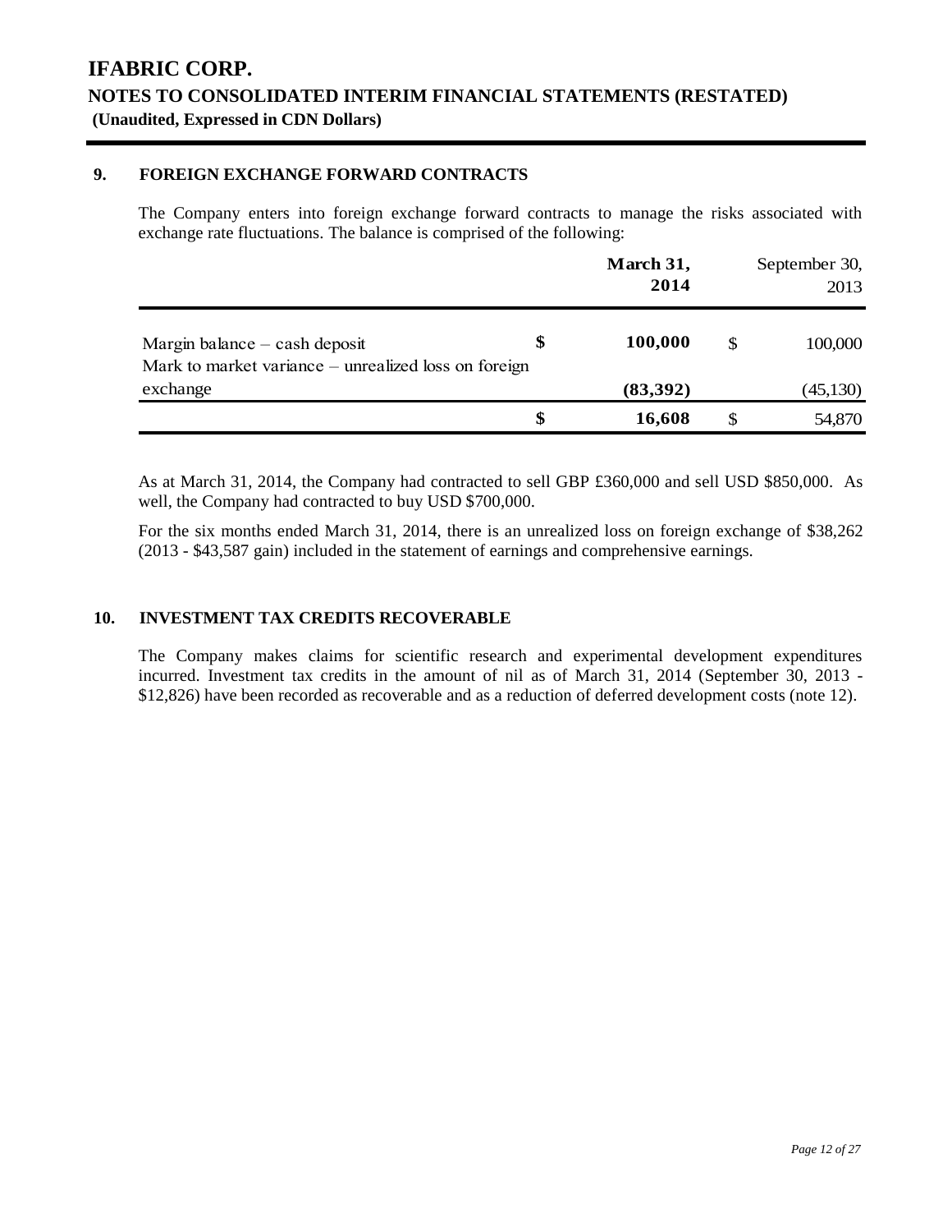# IFABRIC CORP.

## NOTES TO CONSOLIDATED INTERIM FINANCIAL STATEMENTS (RESTATED)

**(Unaudited, Expressed in CDN Dollars)**

### 9. FOREIGN EXCHANGE FORWARD CONTRACTS

The Company enters into foreign exchange forward contracts to manage the risks associated with exchange rate fluctuations. The balance is comprised of the following:

| | | **March 31, 2014** | | September 30, 2013 |
|---|---|---|---|---|
| Margin balance – cash deposit | **$** | **100,000** | $ | 100,000 |
| Mark to market variance – unrealized loss on foreign exchange | | **(83,392)** | | (45,130) |
| | **$** | **16,608** | $ | 54,870 |

As at March 31, 2014, the Company had contracted to sell GBP £360,000 and sell USD $850,000. As well, the Company had contracted to buy USD $700,000.

For the six months ended March 31, 2014, there is an unrealized loss on foreign exchange of $38,262 (2013 - $43,587 gain) included in the statement of earnings and comprehensive earnings.

### 10. INVESTMENT TAX CREDITS RECOVERABLE

The Company makes claims for scientific research and experimental development expenditures incurred. Investment tax credits in the amount of nil as of March 31, 2014 (September 30, 2013 - $12,826) have been recorded as recoverable and as a reduction of deferred development costs (note 12).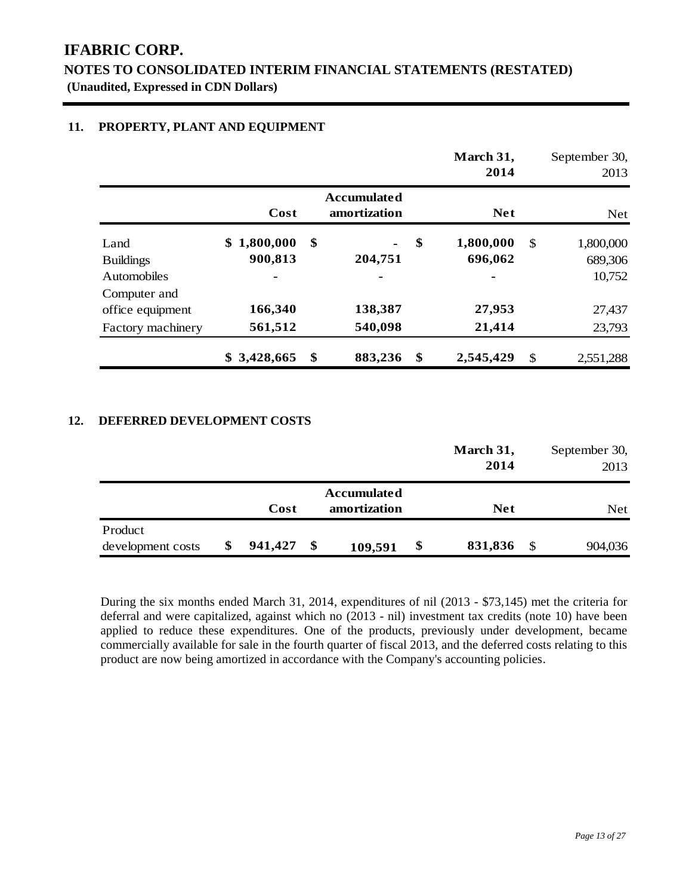# IFABRIC CORP.

## NOTES TO CONSOLIDATED INTERIM FINANCIAL STATEMENTS (RESTATED)

**(Unaudited, Expressed in CDN Dollars)**

### 11. PROPERTY, PLANT AND EQUIPMENT

| | | | **March 31, 2014** | September 30, 2013 |
|---|---|---|---|---|
| | **Cost** | **Accumulated amortization** | **Net** | Net |
| Land | **$ 1,800,000** | **$ -** | **$ 1,800,000** | $ 1,800,000 |
| Buildings | **900,813** | **204,751** | **696,062** | 689,306 |
| Automobiles | **-** | **-** | **-** | 10,752 |
| Computer and office equipment | **166,340** | **138,387** | **27,953** | 27,437 |
| Factory machinery | **561,512** | **540,098** | **21,414** | 23,793 |
| | **$ 3,428,665** | **$ 883,236** | **$ 2,545,429** | $ 2,551,288 |

### 12. DEFERRED DEVELOPMENT COSTS

| | | | **March 31, 2014** | September 30, 2013 |
|---|---|---|---|---|
| | **Cost** | **Accumulated amortization** | **Net** | Net |
| Product development costs | **$ 941,427** | **$ 109,591** | **$ 831,836** | $ 904,036 |

During the six months ended March 31, 2014, expenditures of nil (2013 - $73,145) met the criteria for deferral and were capitalized, against which no (2013 - nil) investment tax credits (note 10) have been applied to reduce these expenditures. One of the products, previously under development, became commercially available for sale in the fourth quarter of fiscal 2013, and the deferred costs relating to this product are now being amortized in accordance with the Company's accounting policies.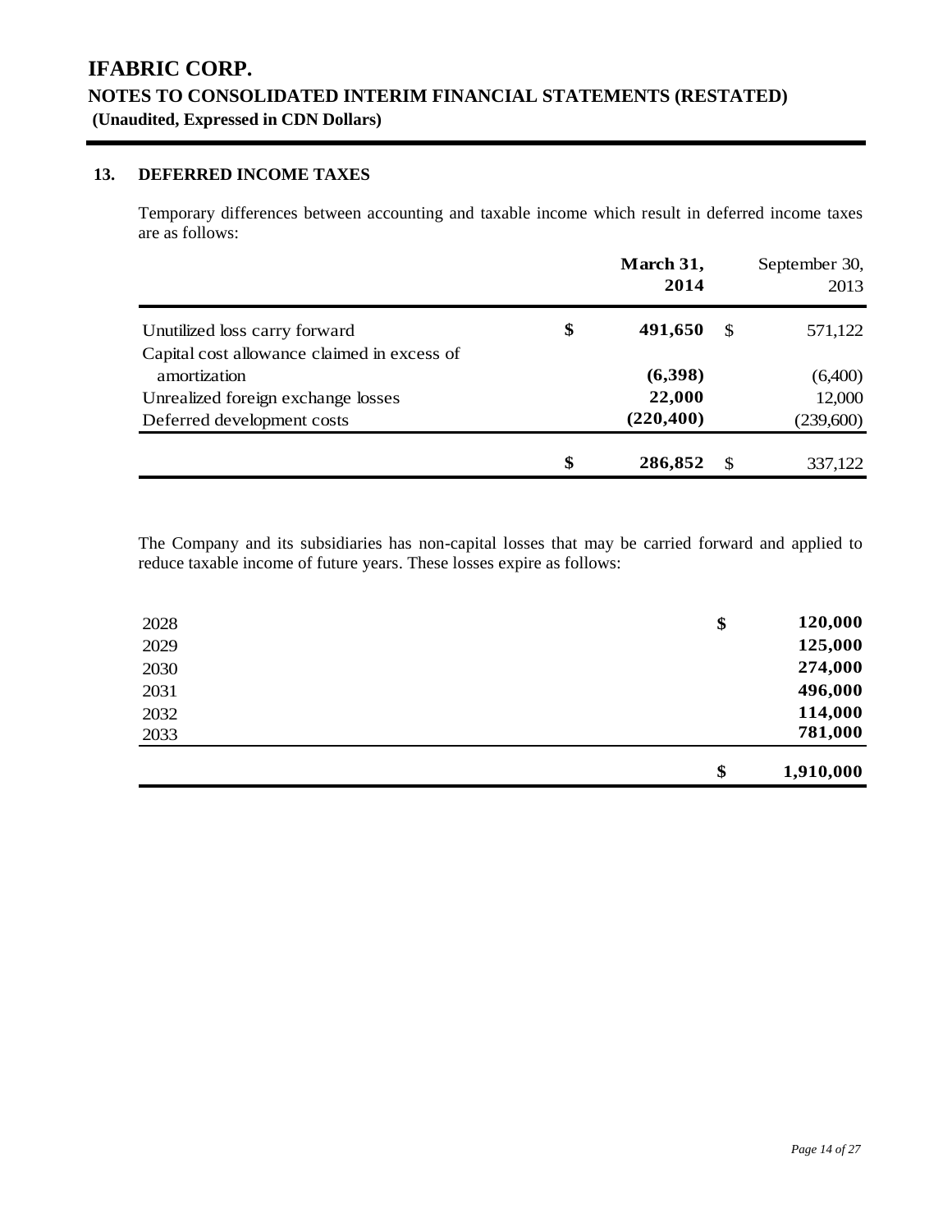# IFABRIC CORP.

## NOTES TO CONSOLIDATED INTERIM FINANCIAL STATEMENTS (RESTATED)

**(Unaudited, Expressed in CDN Dollars)**

### 13. DEFERRED INCOME TAXES

Temporary differences between accounting and taxable income which result in deferred income taxes are as follows:

| | **March 31, 2014** | September 30, 2013 |
|---|---|---|
| Unutilized loss carry forward | **$ 491,650** | $ 571,122 |
| Capital cost allowance claimed in excess of amortization | **(6,398)** | (6,400) |
| Unrealized foreign exchange losses | **22,000** | 12,000 |
| Deferred development costs | **(220,400)** | (239,600) |
| | **$ 286,852** | $ 337,122 |

The Company and its subsidiaries has non-capital losses that may be carried forward and applied to reduce taxable income of future years. These losses expire as follows:

| | |
|---|---|
| 2028 | **$ 120,000** |
| 2029 | **125,000** |
| 2030 | **274,000** |
| 2031 | **496,000** |
| 2032 | **114,000** |
| 2033 | **781,000** |
| | **$ 1,910,000** |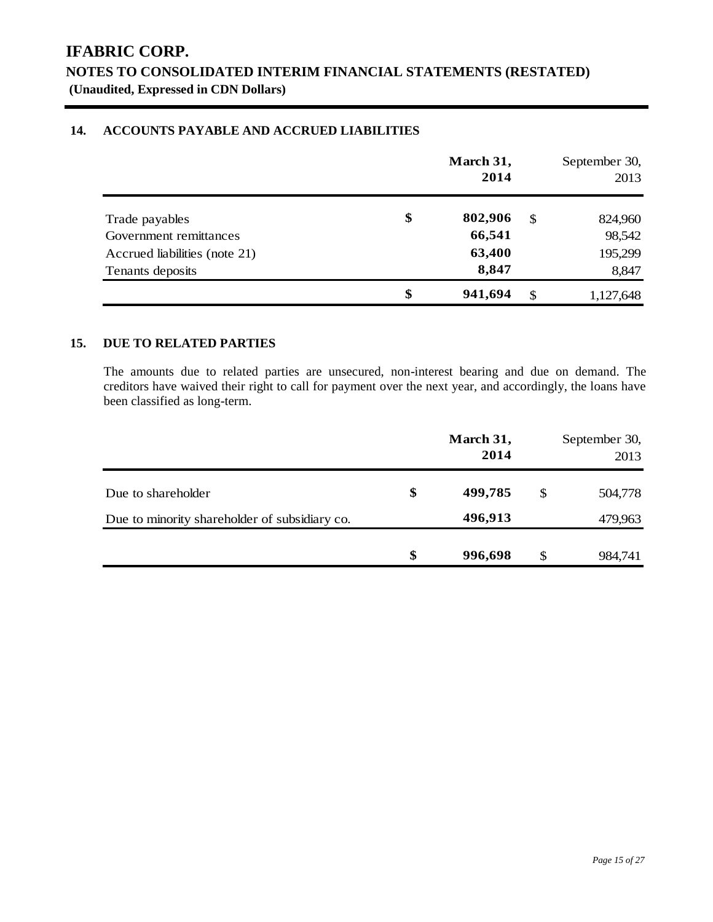# IFABRIC CORP.
## NOTES TO CONSOLIDATED INTERIM FINANCIAL STATEMENTS (RESTATED)
**(Unaudited, Expressed in CDN Dollars)**

### 14. ACCOUNTS PAYABLE AND ACCRUED LIABILITIES

| | | **March 31, 2014** | | September 30, 2013 |
|---|---|---|---|---|
| Trade payables | **$** | **802,906** | $ | 824,960 |
| Government remittances | | **66,541** | | 98,542 |
| Accrued liabilities (note 21) | | **63,400** | | 195,299 |
| Tenants deposits | | **8,847** | | 8,847 |
| | **$** | **941,694** | $ | 1,127,648 |

### 15. DUE TO RELATED PARTIES

The amounts due to related parties are unsecured, non-interest bearing and due on demand. The creditors have waived their right to call for payment over the next year, and accordingly, the loans have been classified as long-term.

| | | **March 31, 2014** | | September 30, 2013 |
|---|---|---|---|---|
| Due to shareholder | **$** | **499,785** | $ | 504,778 |
| Due to minority shareholder of subsidiary co. | | **496,913** | | 479,963 |
| | **$** | **996,698** | $ | 984,741 |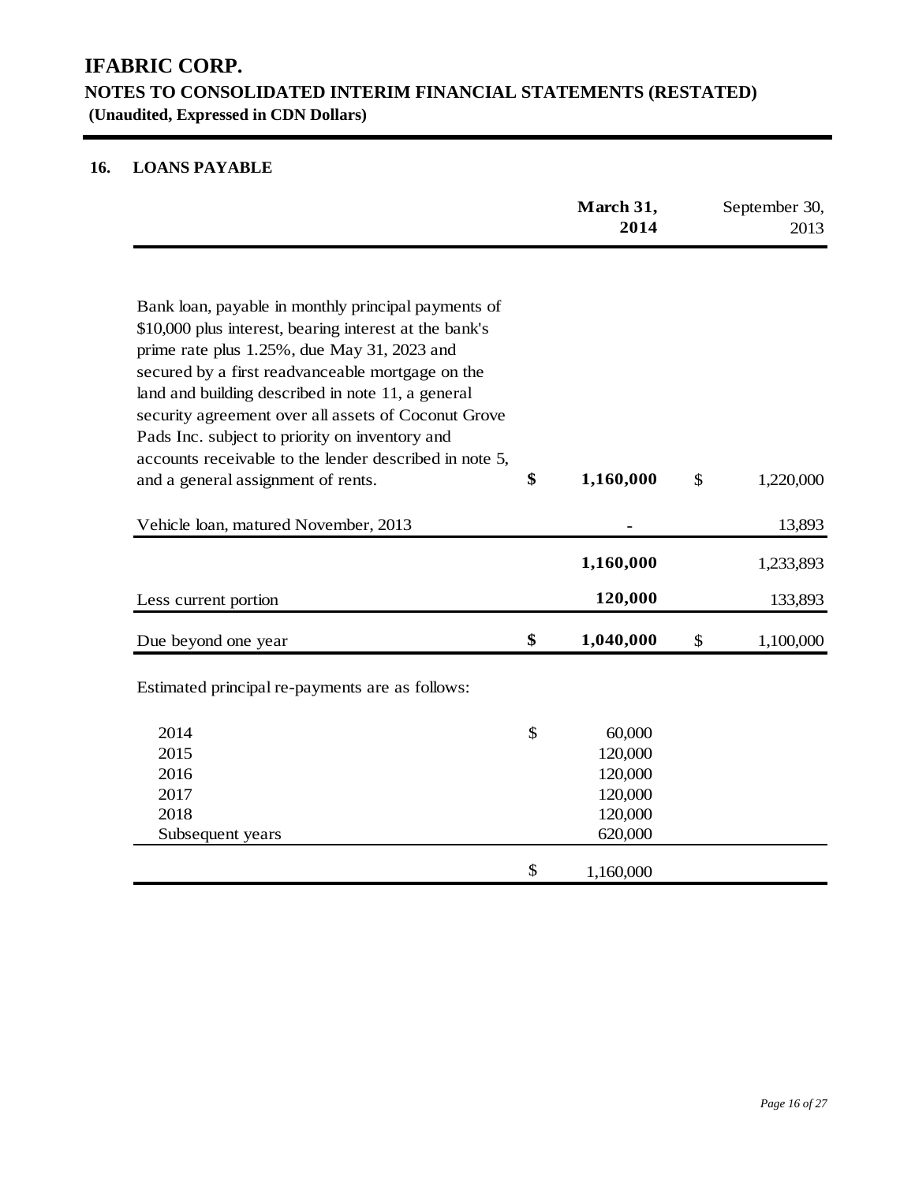# IFABRIC CORP.

## NOTES TO CONSOLIDATED INTERIM FINANCIAL STATEMENTS (RESTATED)

**(Unaudited, Expressed in CDN Dollars)**

### 16. LOANS PAYABLE

| | March 31, 2014 | September 30, 2013 |
|---|---|---|
| Bank loan, payable in monthly principal payments of $10,000 plus interest, bearing interest at the bank's prime rate plus 1.25%, due May 31, 2023 and secured by a first readvanceable mortgage on the land and building described in note 11, a general security agreement over all assets of Coconut Grove Pads Inc. subject to priority on inventory and accounts receivable to the lender described in note 5, and a general assignment of rents. | **$ 1,160,000** | $ 1,220,000 |
| Vehicle loan, matured November, 2013 | **-** | 13,893 |
| | **1,160,000** | 1,233,893 |
| Less current portion | **120,000** | 133,893 |
| Due beyond one year | **$ 1,040,000** | $ 1,100,000 |

Estimated principal re-payments are as follows:

| | |
|---|---|
| 2014 | $ 60,000 |
| 2015 | 120,000 |
| 2016 | 120,000 |
| 2017 | 120,000 |
| 2018 | 120,000 |
| Subsequent years | 620,000 |
| | $ 1,160,000 |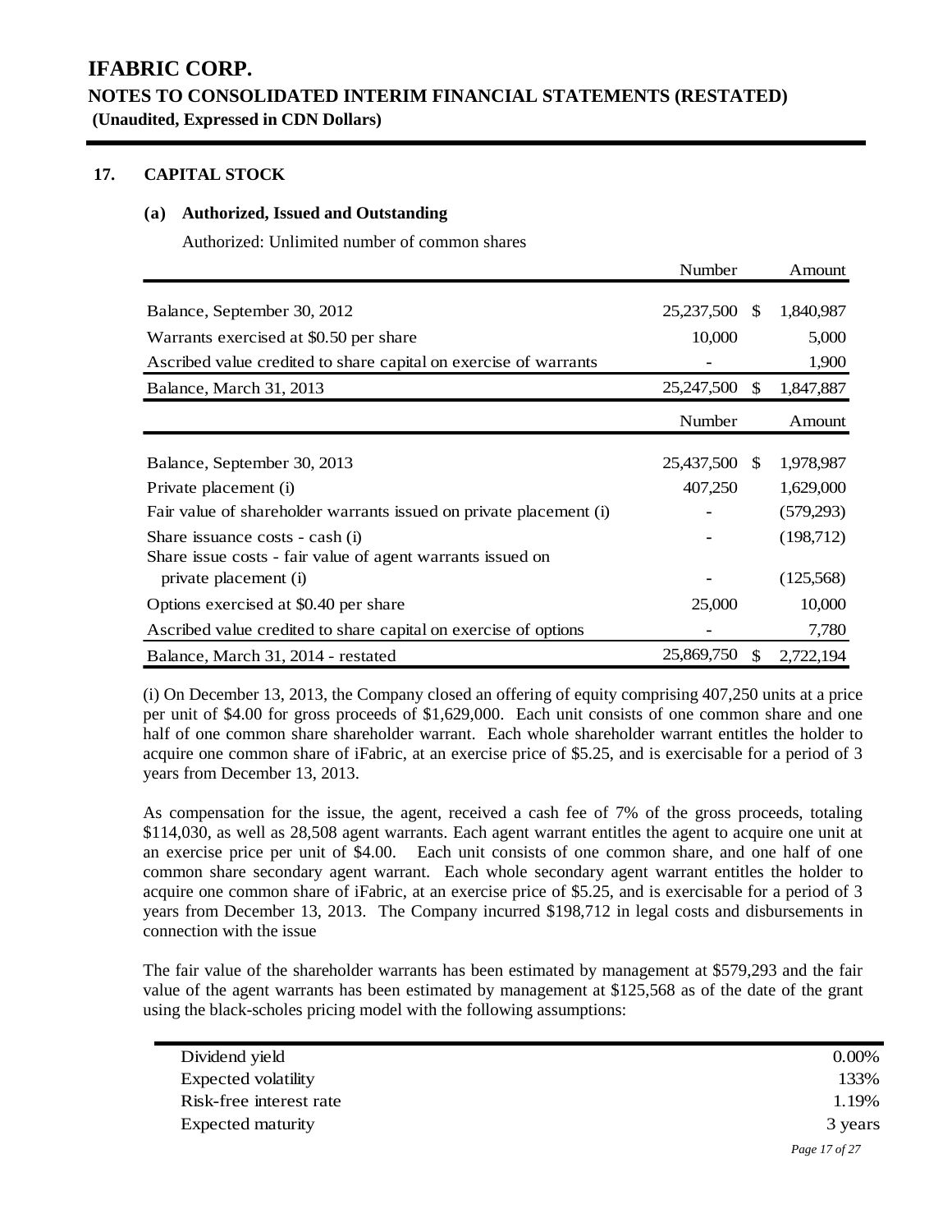# IFABRIC CORP.

## NOTES TO CONSOLIDATED INTERIM FINANCIAL STATEMENTS (RESTATED)

**(Unaudited, Expressed in CDN Dollars)**

### 17. CAPITAL STOCK

#### (a) Authorized, Issued and Outstanding

Authorized: Unlimited number of common shares

| | Number | Amount |
|---|---|---|
| Balance, September 30, 2012 | 25,237,500 | $ 1,840,987 |
| Warrants exercised at $0.50 per share | 10,000 | 5,000 |
| Ascribed value credited to share capital on exercise of warrants | - | 1,900 |
| Balance, March 31, 2013 | 25,247,500 | $ 1,847,887 |

| | Number | Amount |
|---|---|---|
| Balance, September 30, 2013 | 25,437,500 | $ 1,978,987 |
| Private placement (i) | 407,250 | 1,629,000 |
| Fair value of shareholder warrants issued on private placement (i) | - | (579,293) |
| Share issuance costs - cash (i) | - | (198,712) |
| Share issue costs - fair value of agent warrants issued on private placement (i) | - | (125,568) |
| Options exercised at $0.40 per share | 25,000 | 10,000 |
| Ascribed value credited to share capital on exercise of options | - | 7,780 |
| Balance, March 31, 2014 - restated | 25,869,750 | $ 2,722,194 |

(i) On December 13, 2013, the Company closed an offering of equity comprising 407,250 units at a price per unit of $4.00 for gross proceeds of $1,629,000. Each unit consists of one common share and one half of one common share shareholder warrant. Each whole shareholder warrant entitles the holder to acquire one common share of iFabric, at an exercise price of $5.25, and is exercisable for a period of 3 years from December 13, 2013.

As compensation for the issue, the agent, received a cash fee of 7% of the gross proceeds, totaling $114,030, as well as 28,508 agent warrants. Each agent warrant entitles the agent to acquire one unit at an exercise price per unit of $4.00. Each unit consists of one common share, and one half of one common share secondary agent warrant. Each whole secondary agent warrant entitles the holder to acquire one common share of iFabric, at an exercise price of $5.25, and is exercisable for a period of 3 years from December 13, 2013. The Company incurred $198,712 in legal costs and disbursements in connection with the issue

The fair value of the shareholder warrants has been estimated by management at $579,293 and the fair value of the agent warrants has been estimated by management at $125,568 as of the date of the grant using the black-scholes pricing model with the following assumptions:

| | |
|---|---|
| Dividend yield | 0.00% |
| Expected volatility | 133% |
| Risk-free interest rate | 1.19% |
| Expected maturity | 3 years |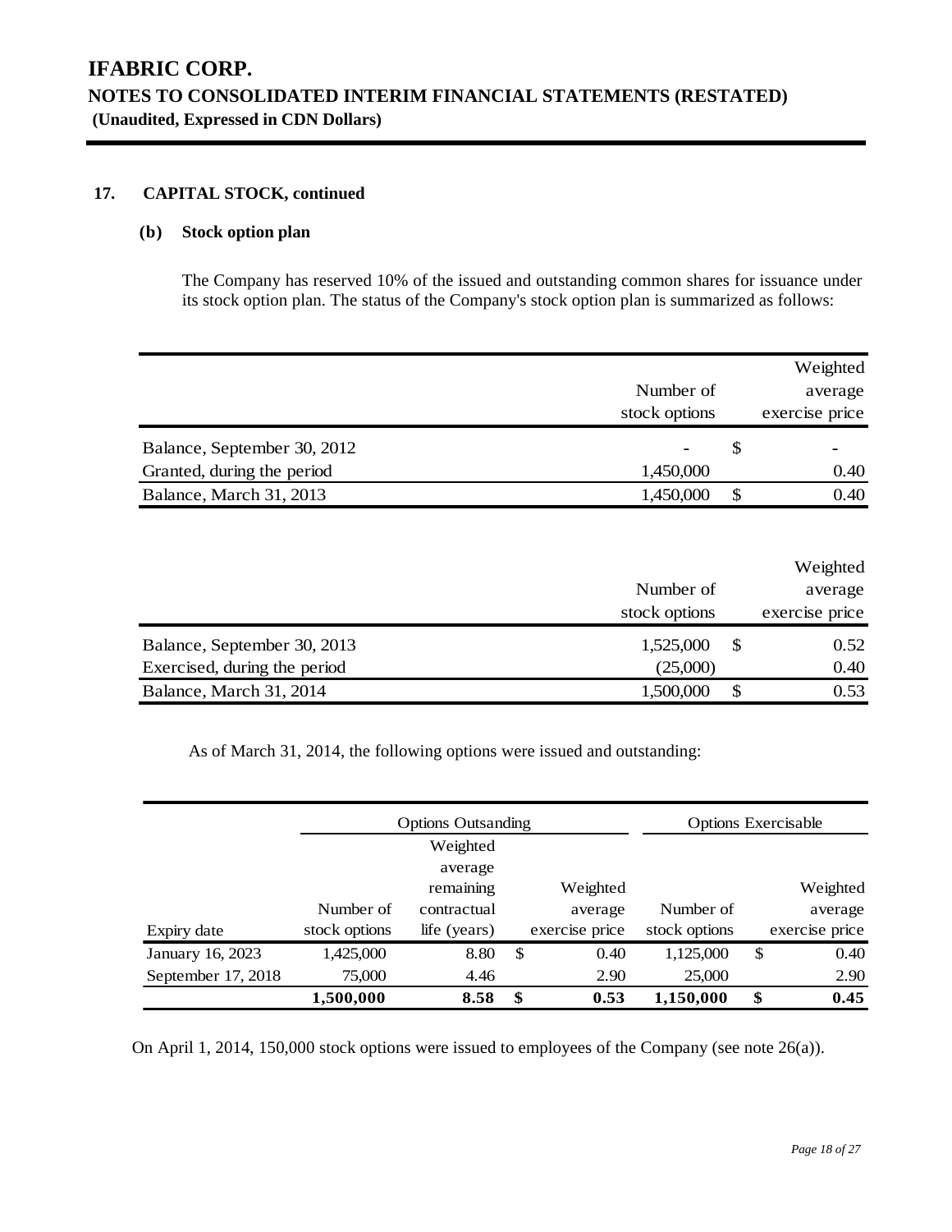# IFABRIC CORP.

## NOTES TO CONSOLIDATED INTERIM FINANCIAL STATEMENTS (RESTATED)

**(Unaudited, Expressed in CDN Dollars)**

### 17. CAPITAL STOCK, continued

#### (b) Stock option plan

The Company has reserved 10% of the issued and outstanding common shares for issuance under its stock option plan. The status of the Company's stock option plan is summarized as follows:

| | Number of stock options | Weighted average exercise price |
|---|---|---|
| Balance, September 30, 2012 | - | $ - |
| Granted, during the period | 1,450,000 | 0.40 |
| Balance, March 31, 2013 | 1,450,000 | $ 0.40 |

| | Number of stock options | Weighted average exercise price |
|---|---|---|
| Balance, September 30, 2013 | 1,525,000 | $ 0.52 |
| Exercised, during the period | (25,000) | 0.40 |
| Balance, March 31, 2014 | 1,500,000 | $ 0.53 |

As of March 31, 2014, the following options were issued and outstanding:

| | Options Outsanding | | | Options Exercisable | |
|---|---|---|---|---|---|
| Expiry date | Number of stock options | Weighted average remaining contractual life (years) | Weighted average exercise price | Number of stock options | Weighted average exercise price |
| January 16, 2023 | 1,425,000 | 8.80 | $ 0.40 | 1,125,000 | $ 0.40 |
| September 17, 2018 | 75,000 | 4.46 | 2.90 | 25,000 | 2.90 |
| | **1,500,000** | **8.58** | **$ 0.53** | **1,150,000** | **$ 0.45** |

On April 1, 2014, 150,000 stock options were issued to employees of the Company (see note 26(a)).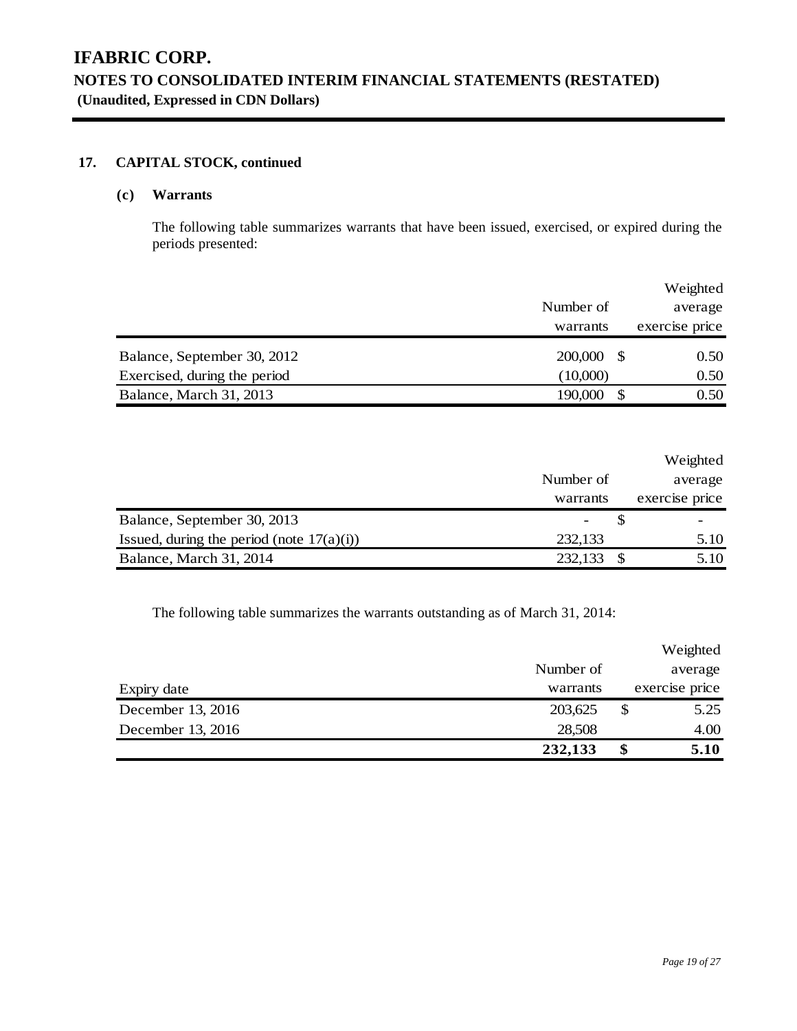## 17. CAPITAL STOCK, continued

### (c) Warrants

The following table summarizes warrants that have been issued, exercised, or expired during the periods presented:

| | Number of warrants | Weighted average exercise price |
|---|---|---|
| Balance, September 30, 2012 | 200,000 | $ 0.50 |
| Exercised, during the period | (10,000) | 0.50 |
| Balance, March 31, 2013 | 190,000 | $ 0.50 |

| | Number of warrants | Weighted average exercise price |
|---|---|---|
| Balance, September 30, 2013 | - | $ - |
| Issued, during the period (note 17(a)(i)) | 232,133 | 5.10 |
| Balance, March 31, 2014 | 232,133 | $ 5.10 |

The following table summarizes the warrants outstanding as of March 31, 2014:

| Expiry date | Number of warrants | Weighted average exercise price |
|---|---|---|
| December 13, 2016 | 203,625 | $ 5.25 |
| December 13, 2016 | 28,508 | 4.00 |
| | **232,133** | **$ 5.10** |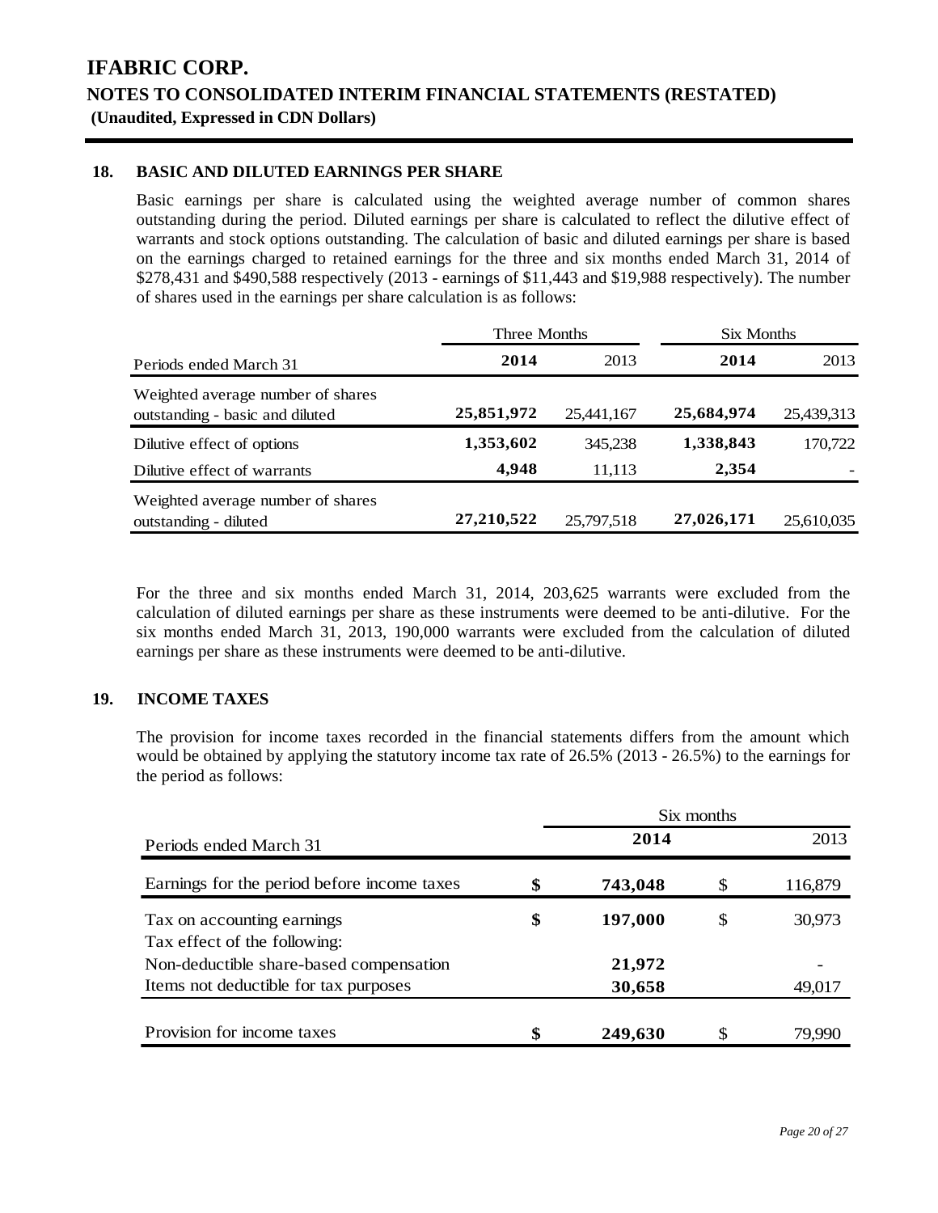# IFABRIC CORP.

## NOTES TO CONSOLIDATED INTERIM FINANCIAL STATEMENTS (RESTATED)

**(Unaudited, Expressed in CDN Dollars)**

### 18. BASIC AND DILUTED EARNINGS PER SHARE

Basic earnings per share is calculated using the weighted average number of common shares outstanding during the period. Diluted earnings per share is calculated to reflect the dilutive effect of warrants and stock options outstanding. The calculation of basic and diluted earnings per share is based on the earnings charged to retained earnings for the three and six months ended March 31, 2014 of $278,431 and $490,588 respectively (2013 - earnings of $11,443 and $19,988 respectively). The number of shares used in the earnings per share calculation is as follows:

| | Three Months | | Six Months | |
|---|---|---|---|---|
| Periods ended March 31 | **2014** | 2013 | **2014** | 2013 |
| Weighted average number of shares outstanding - basic and diluted | **25,851,972** | 25,441,167 | **25,684,974** | 25,439,313 |
| Dilutive effect of options | **1,353,602** | 345,238 | **1,338,843** | 170,722 |
| Dilutive effect of warrants | **4,948** | 11,113 | **2,354** | - |
| Weighted average number of shares outstanding - diluted | **27,210,522** | 25,797,518 | **27,026,171** | 25,610,035 |

For the three and six months ended March 31, 2014, 203,625 warrants were excluded from the calculation of diluted earnings per share as these instruments were deemed to be anti-dilutive. For the six months ended March 31, 2013, 190,000 warrants were excluded from the calculation of diluted earnings per share as these instruments were deemed to be anti-dilutive.

### 19. INCOME TAXES

The provision for income taxes recorded in the financial statements differs from the amount which would be obtained by applying the statutory income tax rate of 26.5% (2013 - 26.5%) to the earnings for the period as follows:

| | Six months | |
|---|---|---|
| Periods ended March 31 | **2014** | 2013 |
| Earnings for the period before income taxes | **$ 743,048** | $ 116,879 |
| Tax on accounting earnings | **$ 197,000** | $ 30,973 |
| Tax effect of the following: | | |
| Non-deductible share-based compensation | **21,972** | - |
| Items not deductible for tax purposes | **30,658** | 49,017 |
| Provision for income taxes | **$ 249,630** | $ 79,990 |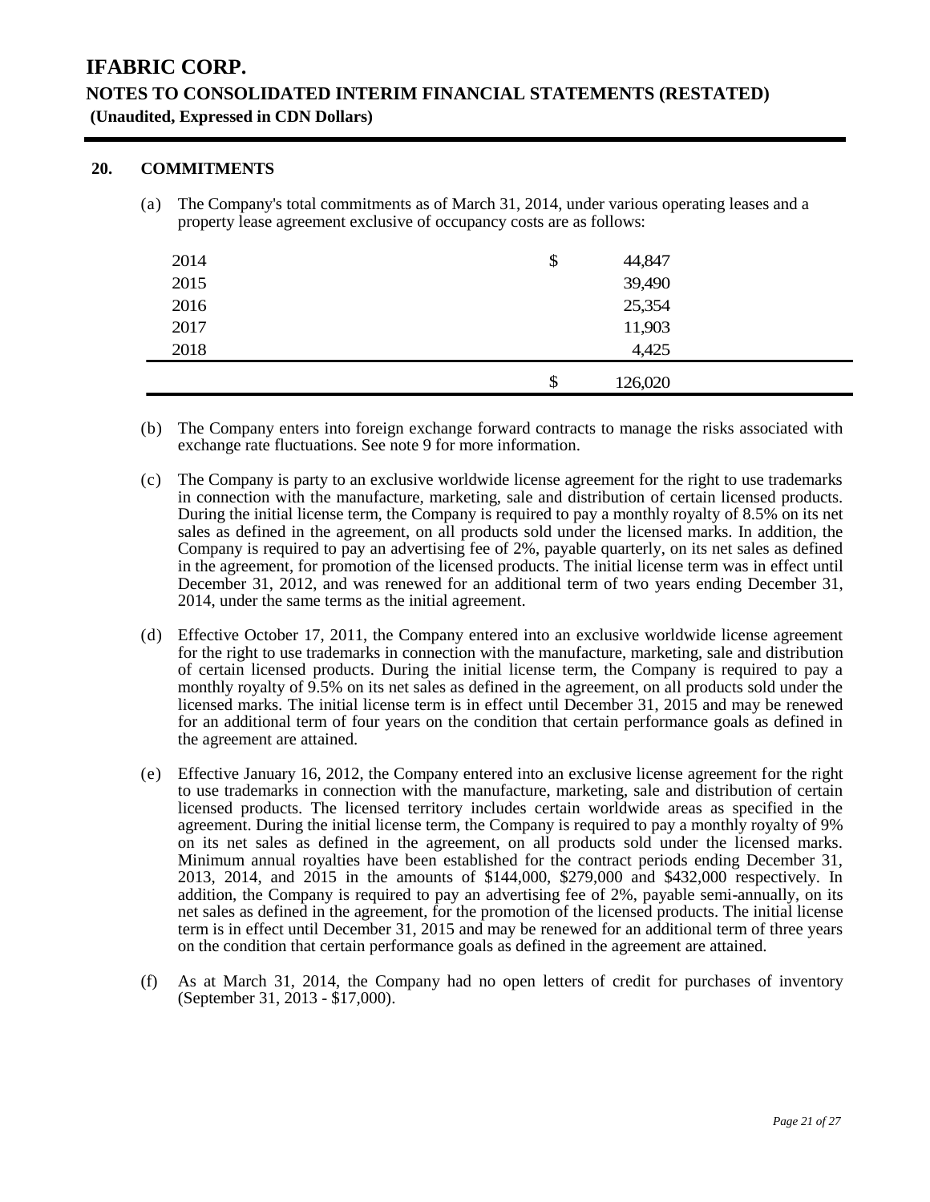# IFABRIC CORP.

## NOTES TO CONSOLIDATED INTERIM FINANCIAL STATEMENTS (RESTATED)

**(Unaudited, Expressed in CDN Dollars)**

### 20. COMMITMENTS

(a) The Company's total commitments as of March 31, 2014, under various operating leases and a property lease agreement exclusive of occupancy costs are as follows:

| | | |
|---|---|---|
| 2014 | $ | 44,847 |
| 2015 | | 39,490 |
| 2016 | | 25,354 |
| 2017 | | 11,903 |
| 2018 | | 4,425 |
| | $ | 126,020 |

(b) The Company enters into foreign exchange forward contracts to manage the risks associated with exchange rate fluctuations. See note 9 for more information.

(c) The Company is party to an exclusive worldwide license agreement for the right to use trademarks in connection with the manufacture, marketing, sale and distribution of certain licensed products. During the initial license term, the Company is required to pay a monthly royalty of 8.5% on its net sales as defined in the agreement, on all products sold under the licensed marks. In addition, the Company is required to pay an advertising fee of 2%, payable quarterly, on its net sales as defined in the agreement, for promotion of the licensed products. The initial license term was in effect until December 31, 2012, and was renewed for an additional term of two years ending December 31, 2014, under the same terms as the initial agreement.

(d) Effective October 17, 2011, the Company entered into an exclusive worldwide license agreement for the right to use trademarks in connection with the manufacture, marketing, sale and distribution of certain licensed products. During the initial license term, the Company is required to pay a monthly royalty of 9.5% on its net sales as defined in the agreement, on all products sold under the licensed marks. The initial license term is in effect until December 31, 2015 and may be renewed for an additional term of four years on the condition that certain performance goals as defined in the agreement are attained.

(e) Effective January 16, 2012, the Company entered into an exclusive license agreement for the right to use trademarks in connection with the manufacture, marketing, sale and distribution of certain licensed products. The licensed territory includes certain worldwide areas as specified in the agreement. During the initial license term, the Company is required to pay a monthly royalty of 9% on its net sales as defined in the agreement, on all products sold under the licensed marks. Minimum annual royalties have been established for the contract periods ending December 31, 2013, 2014, and 2015 in the amounts of $144,000, $279,000 and $432,000 respectively. In addition, the Company is required to pay an advertising fee of 2%, payable semi-annually, on its net sales as defined in the agreement, for the promotion of the licensed products. The initial license term is in effect until December 31, 2015 and may be renewed for an additional term of three years on the condition that certain performance goals as defined in the agreement are attained.

(f) As at March 31, 2014, the Company had no open letters of credit for purchases of inventory (September 31, 2013 - $17,000).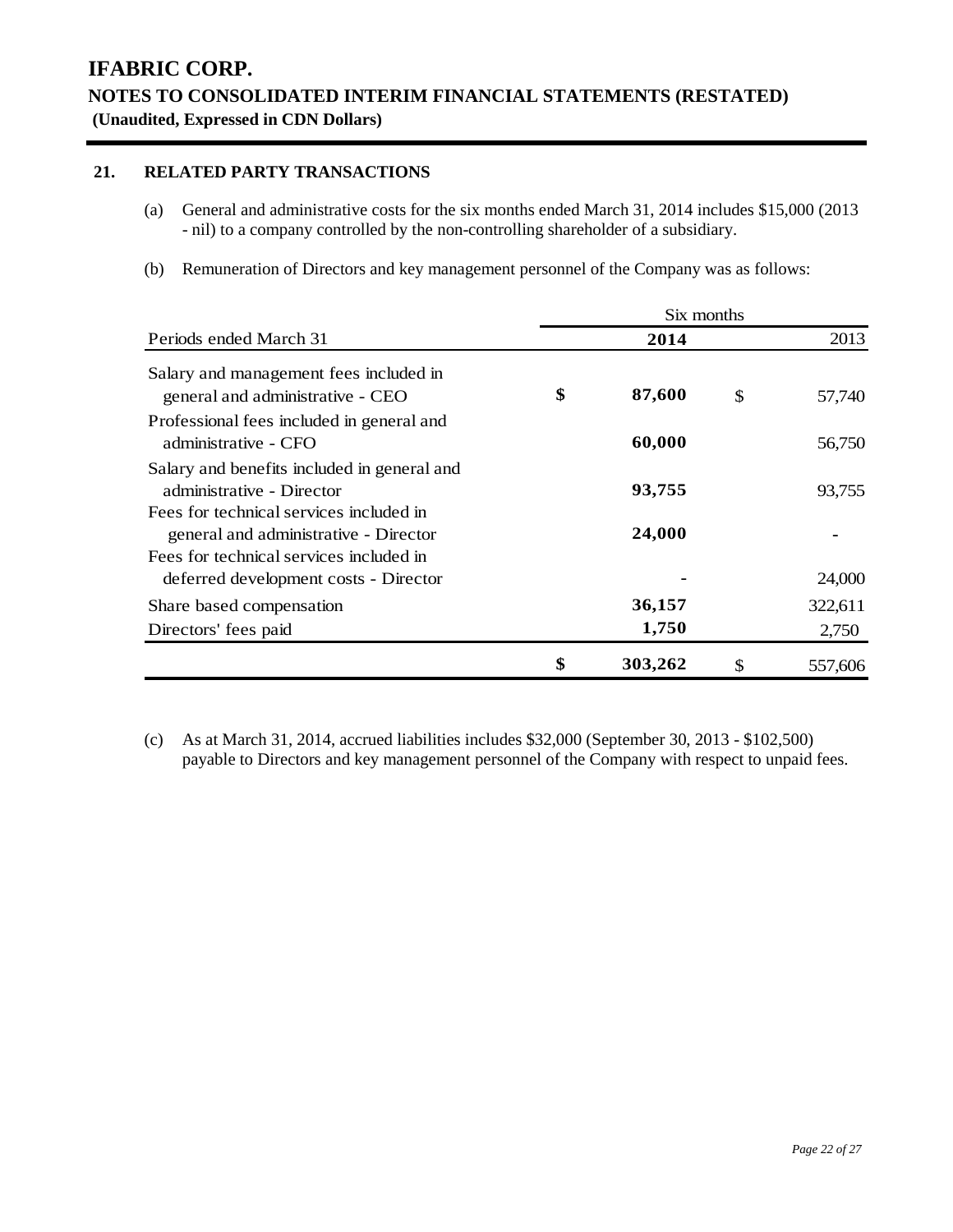# IFABRIC CORP.

## NOTES TO CONSOLIDATED INTERIM FINANCIAL STATEMENTS (RESTATED)

**(Unaudited, Expressed in CDN Dollars)**

### 21. RELATED PARTY TRANSACTIONS

(a) General and administrative costs for the six months ended March 31, 2014 includes $15,000 (2013 - nil) to a company controlled by the non-controlling shareholder of a subsidiary.

(b) Remuneration of Directors and key management personnel of the Company was as follows:

| | Six months | | | |
|---|---|---|---|---|
| Periods ended March 31 | | **2014** | | 2013 |
| Salary and management fees included in general and administrative - CEO | **$** | **87,600** | $ | 57,740 |
| Professional fees included in general and administrative - CFO | | **60,000** | | 56,750 |
| Salary and benefits included in general and administrative - Director | | **93,755** | | 93,755 |
| Fees for technical services included in general and administrative - Director | | **24,000** | | - |
| Fees for technical services included in deferred development costs - Director | | **-** | | 24,000 |
| Share based compensation | | **36,157** | | 322,611 |
| Directors' fees paid | | **1,750** | | 2,750 |
| | **$** | **303,262** | $ | 557,606 |

(c) As at March 31, 2014, accrued liabilities includes $32,000 (September 30, 2013 - $102,500) payable to Directors and key management personnel of the Company with respect to unpaid fees.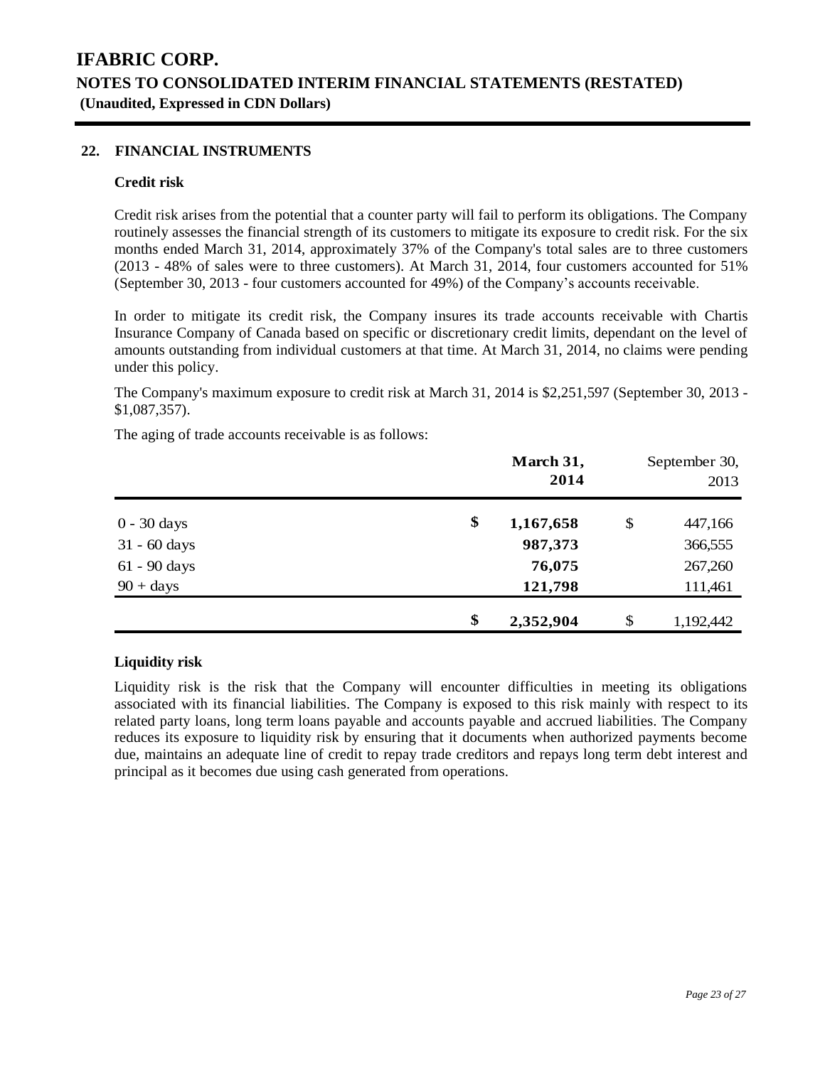# IFABRIC CORP.

## NOTES TO CONSOLIDATED INTERIM FINANCIAL STATEMENTS (RESTATED)

**(Unaudited, Expressed in CDN Dollars)**

### 22. FINANCIAL INSTRUMENTS

**Credit risk**

Credit risk arises from the potential that a counter party will fail to perform its obligations. The Company routinely assesses the financial strength of its customers to mitigate its exposure to credit risk. For the six months ended March 31, 2014, approximately 37% of the Company's total sales are to three customers (2013 - 48% of sales were to three customers). At March 31, 2014, four customers accounted for 51% (September 30, 2013 - four customers accounted for 49%) of the Company's accounts receivable.

In order to mitigate its credit risk, the Company insures its trade accounts receivable with Chartis Insurance Company of Canada based on specific or discretionary credit limits, dependant on the level of amounts outstanding from individual customers at that time. At March 31, 2014, no claims were pending under this policy.

The Company's maximum exposure to credit risk at March 31, 2014 is $2,251,597 (September 30, 2013 - $1,087,357).

The aging of trade accounts receivable is as follows:

| | **March 31, 2014** | September 30, 2013 |
|---|---|---|
| 0 - 30 days | **$ 1,167,658** | $ 447,166 |
| 31 - 60 days | **987,373** | 366,555 |
| 61 - 90 days | **76,075** | 267,260 |
| 90 + days | **121,798** | 111,461 |
| | **$ 2,352,904** | $ 1,192,442 |

**Liquidity risk**

Liquidity risk is the risk that the Company will encounter difficulties in meeting its obligations associated with its financial liabilities. The Company is exposed to this risk mainly with respect to its related party loans, long term loans payable and accounts payable and accrued liabilities. The Company reduces its exposure to liquidity risk by ensuring that it documents when authorized payments become due, maintains an adequate line of credit to repay trade creditors and repays long term debt interest and principal as it becomes due using cash generated from operations.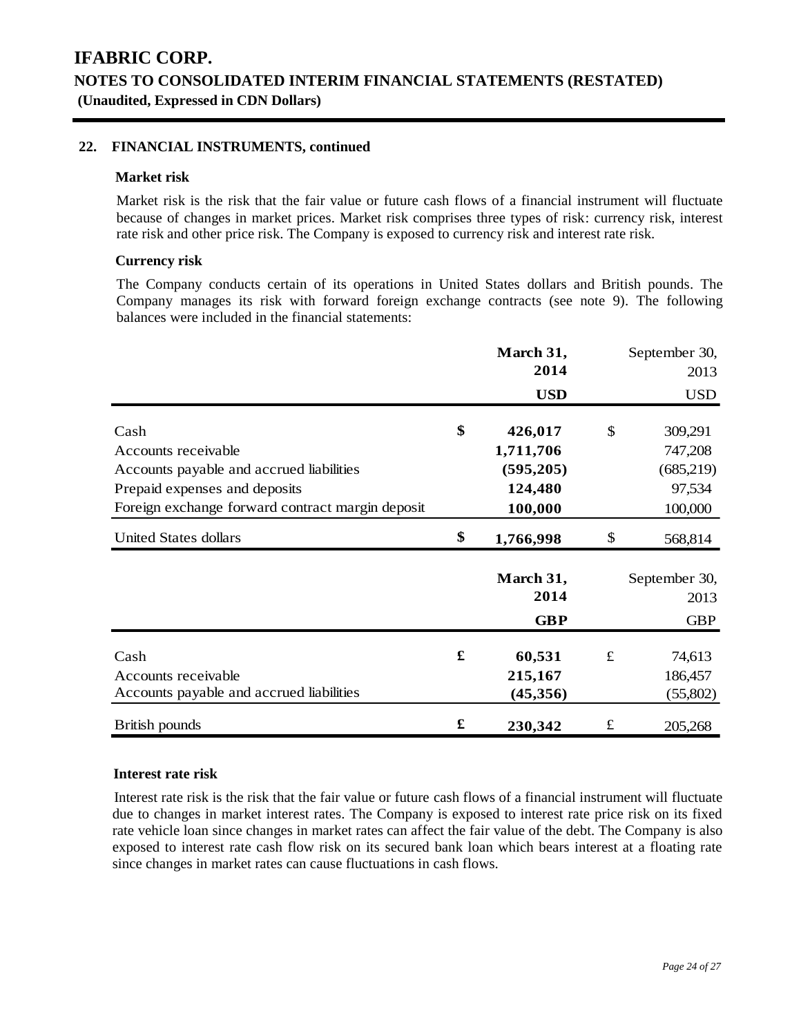# IFABRIC CORP.

## NOTES TO CONSOLIDATED INTERIM FINANCIAL STATEMENTS (RESTATED)

**(Unaudited, Expressed in CDN Dollars)**

### 22. FINANCIAL INSTRUMENTS, continued

#### Market risk

Market risk is the risk that the fair value or future cash flows of a financial instrument will fluctuate because of changes in market prices. Market risk comprises three types of risk: currency risk, interest rate risk and other price risk. The Company is exposed to currency risk and interest rate risk.

#### Currency risk

The Company conducts certain of its operations in United States dollars and British pounds. The Company manages its risk with forward foreign exchange contracts (see note 9). The following balances were included in the financial statements:

| | | **March 31, 2014** | | September 30, 2013 |
|---|---|---|---|---|
| | | **USD** | | USD |
| Cash | **$** | **426,017** | $ | 309,291 |
| Accounts receivable | | **1,711,706** | | 747,208 |
| Accounts payable and accrued liabilities | | **(595,205)** | | (685,219) |
| Prepaid expenses and deposits | | **124,480** | | 97,534 |
| Foreign exchange forward contract margin deposit | | **100,000** | | 100,000 |
| United States dollars | **$** | **1,766,998** | $ | 568,814 |

| | | **March 31, 2014** | | September 30, 2013 |
|---|---|---|---|---|
| | | **GBP** | | GBP |
| Cash | **£** | **60,531** | £ | 74,613 |
| Accounts receivable | | **215,167** | | 186,457 |
| Accounts payable and accrued liabilities | | **(45,356)** | | (55,802) |
| British pounds | **£** | **230,342** | £ | 205,268 |

#### Interest rate risk

Interest rate risk is the risk that the fair value or future cash flows of a financial instrument will fluctuate due to changes in market interest rates. The Company is exposed to interest rate price risk on its fixed rate vehicle loan since changes in market rates can affect the fair value of the debt. The Company is also exposed to interest rate cash flow risk on its secured bank loan which bears interest at a floating rate since changes in market rates can cause fluctuations in cash flows.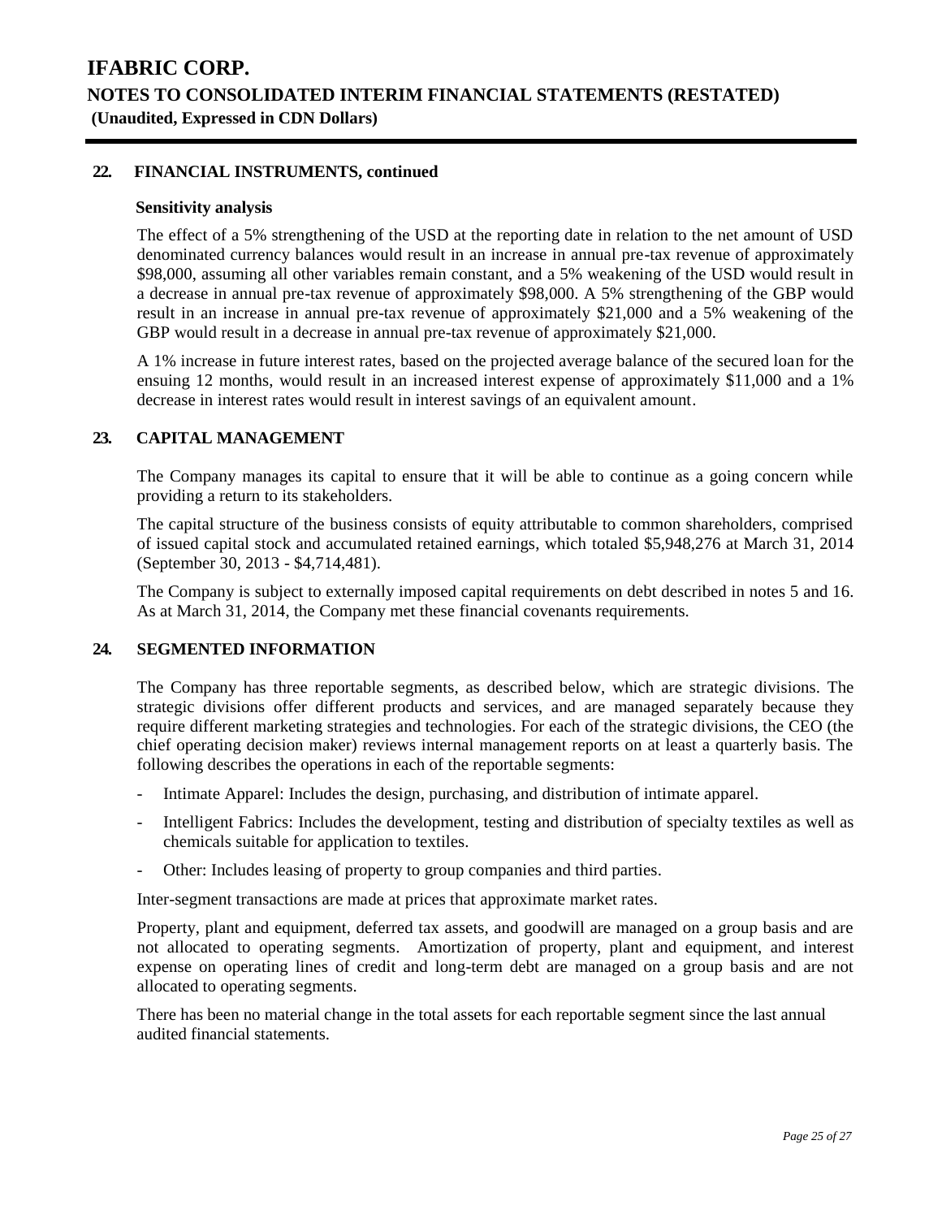## 22. FINANCIAL INSTRUMENTS, continued

### Sensitivity analysis

The effect of a 5% strengthening of the USD at the reporting date in relation to the net amount of USD denominated currency balances would result in an increase in annual pre-tax revenue of approximately \$98,000, assuming all other variables remain constant, and a 5% weakening of the USD would result in a decrease in annual pre-tax revenue of approximately \$98,000. A 5% strengthening of the GBP would result in an increase in annual pre-tax revenue of approximately \$21,000 and a 5% weakening of the GBP would result in a decrease in annual pre-tax revenue of approximately \$21,000.

A 1% increase in future interest rates, based on the projected average balance of the secured loan for the ensuing 12 months, would result in an increased interest expense of approximately \$11,000 and a 1% decrease in interest rates would result in interest savings of an equivalent amount.

## 23. CAPITAL MANAGEMENT

The Company manages its capital to ensure that it will be able to continue as a going concern while providing a return to its stakeholders.

The capital structure of the business consists of equity attributable to common shareholders, comprised of issued capital stock and accumulated retained earnings, which totaled \$5,948,276 at March 31, 2014 (September 30, 2013 - \$4,714,481).

The Company is subject to externally imposed capital requirements on debt described in notes 5 and 16. As at March 31, 2014, the Company met these financial covenants requirements.

## 24. SEGMENTED INFORMATION

The Company has three reportable segments, as described below, which are strategic divisions. The strategic divisions offer different products and services, and are managed separately because they require different marketing strategies and technologies. For each of the strategic divisions, the CEO (the chief operating decision maker) reviews internal management reports on at least a quarterly basis. The following describes the operations in each of the reportable segments:

- Intimate Apparel: Includes the design, purchasing, and distribution of intimate apparel.
- Intelligent Fabrics: Includes the development, testing and distribution of specialty textiles as well as chemicals suitable for application to textiles.
- Other: Includes leasing of property to group companies and third parties.

Inter-segment transactions are made at prices that approximate market rates.

Property, plant and equipment, deferred tax assets, and goodwill are managed on a group basis and are not allocated to operating segments. Amortization of property, plant and equipment, and interest expense on operating lines of credit and long-term debt are managed on a group basis and are not allocated to operating segments.

There has been no material change in the total assets for each reportable segment since the last annual audited financial statements.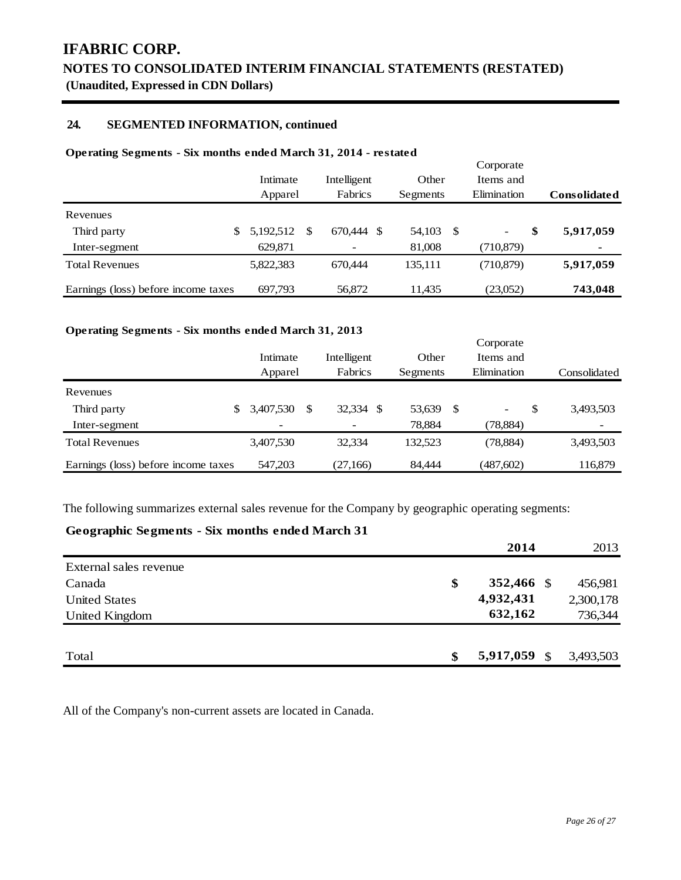# IFABRIC CORP.

## NOTES TO CONSOLIDATED INTERIM FINANCIAL STATEMENTS (RESTATED)

**(Unaudited, Expressed in CDN Dollars)**

### 24. SEGMENTED INFORMATION, continued

**Operating Segments - Six months ended March 31, 2014 - restated**

| | Intimate Apparel | Intelligent Fabrics | Other Segments | Corporate Items and Elimination | **Consolidated** |
|---|---|---|---|---|---|
| Revenues | | | | | |
| Third party | $ 5,192,512 | $ 670,444 | $ 54,103 | $ - | **$ 5,917,059** |
| Inter-segment | 629,871 | - | 81,008 | (710,879) | **-** |
| Total Revenues | 5,822,383 | 670,444 | 135,111 | (710,879) | **5,917,059** |
| Earnings (loss) before income taxes | 697,793 | 56,872 | 11,435 | (23,052) | **743,048** |

**Operating Segments - Six months ended March 31, 2013**

| | Intimate Apparel | Intelligent Fabrics | Other Segments | Corporate Items and Elimination | Consolidated |
|---|---|---|---|---|---|
| Revenues | | | | | |
| Third party | $ 3,407,530 | $ 32,334 | $ 53,639 | $ - | $ 3,493,503 |
| Inter-segment | - | - | 78,884 | (78,884) | - |
| Total Revenues | 3,407,530 | 32,334 | 132,523 | (78,884) | 3,493,503 |
| Earnings (loss) before income taxes | 547,203 | (27,166) | 84,444 | (487,602) | 116,879 |

The following summarizes external sales revenue for the Company by geographic operating segments:

**Geographic Segments - Six months ended March 31**

| | **2014** | 2013 |
|---|---|---|
| External sales revenue | | |
| Canada | **$ 352,466** | $ 456,981 |
| United States | **4,932,431** | 2,300,178 |
| United Kingdom | **632,162** | 736,344 |
| Total | **$ 5,917,059** | $ 3,493,503 |

All of the Company's non-current assets are located in Canada.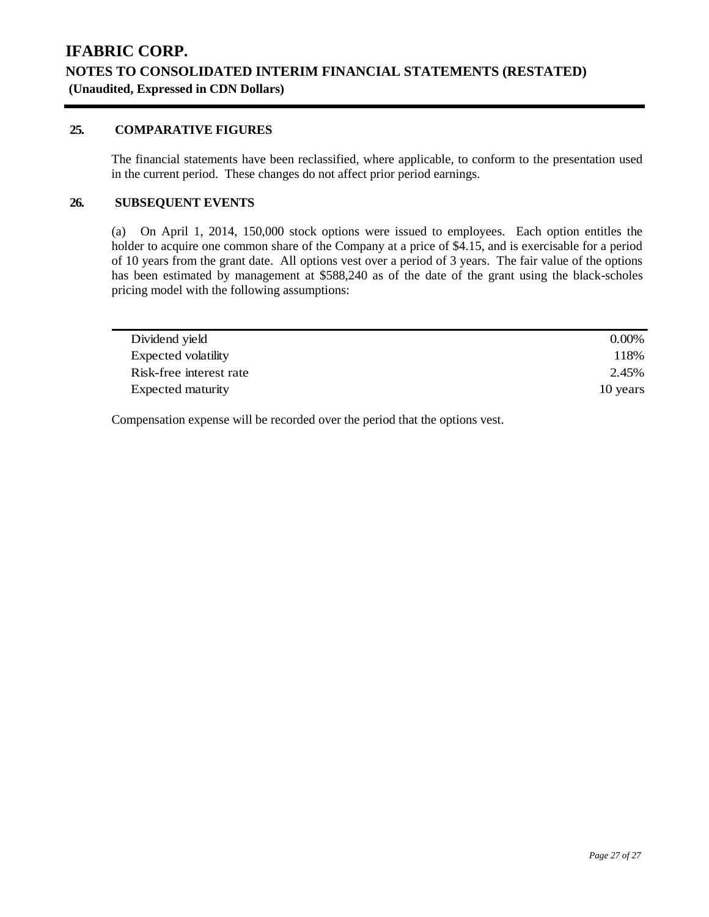## 25. COMPARATIVE FIGURES

The financial statements have been reclassified, where applicable, to conform to the presentation used in the current period. These changes do not affect prior period earnings.

## 26. SUBSEQUENT EVENTS

(a) On April 1, 2014, 150,000 stock options were issued to employees. Each option entitles the holder to acquire one common share of the Company at a price of $4.15, and is exercisable for a period of 10 years from the grant date. All options vest over a period of 3 years. The fair value of the options has been estimated by management at $588,240 as of the date of the grant using the black-scholes pricing model with the following assumptions:

| | |
|---|---|
| Dividend yield | 0.00% |
| Expected volatility | 118% |
| Risk-free interest rate | 2.45% |
| Expected maturity | 10 years |

Compensation expense will be recorded over the period that the options vest.